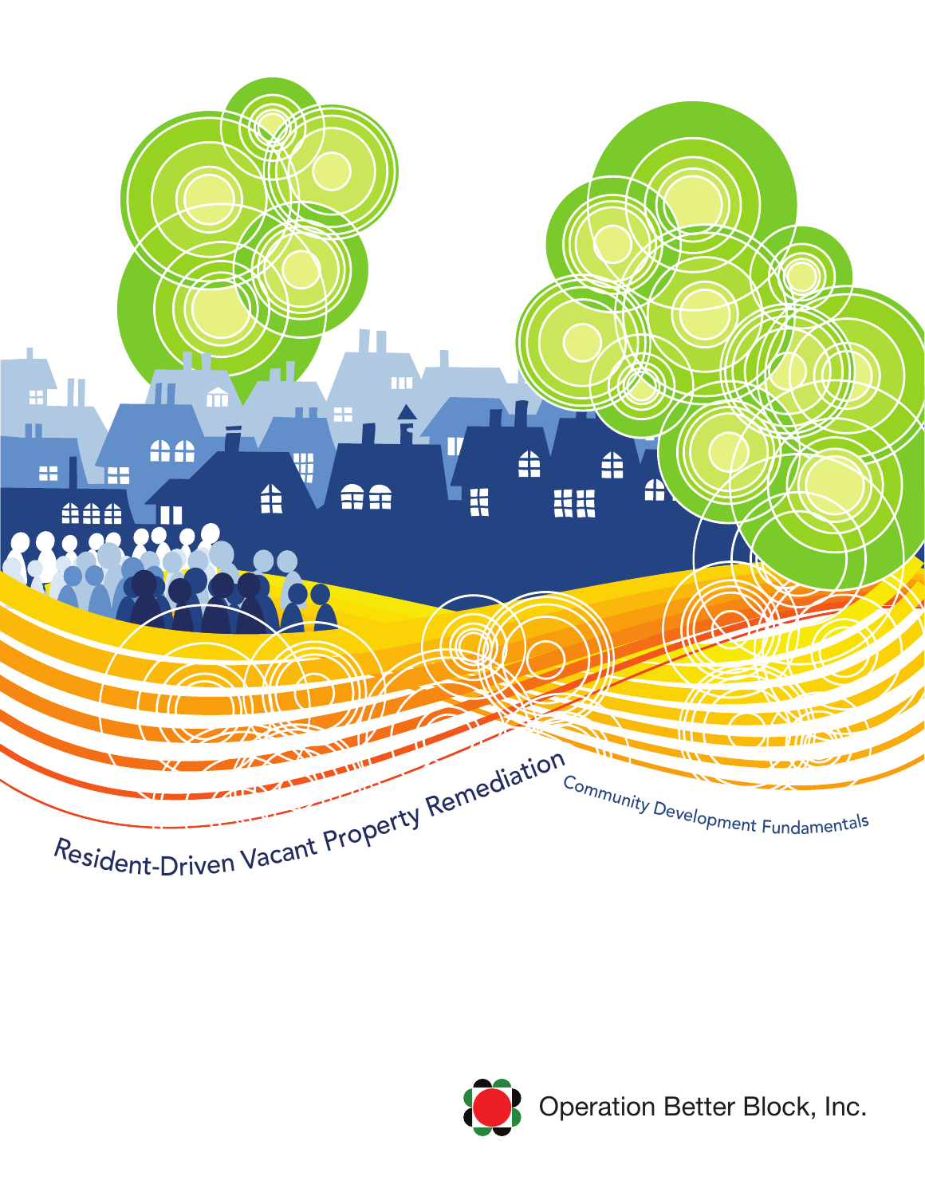# Resident-Driven Vacant Property Remediation

Community Development Fundamentals

Operation Better Block, Inc.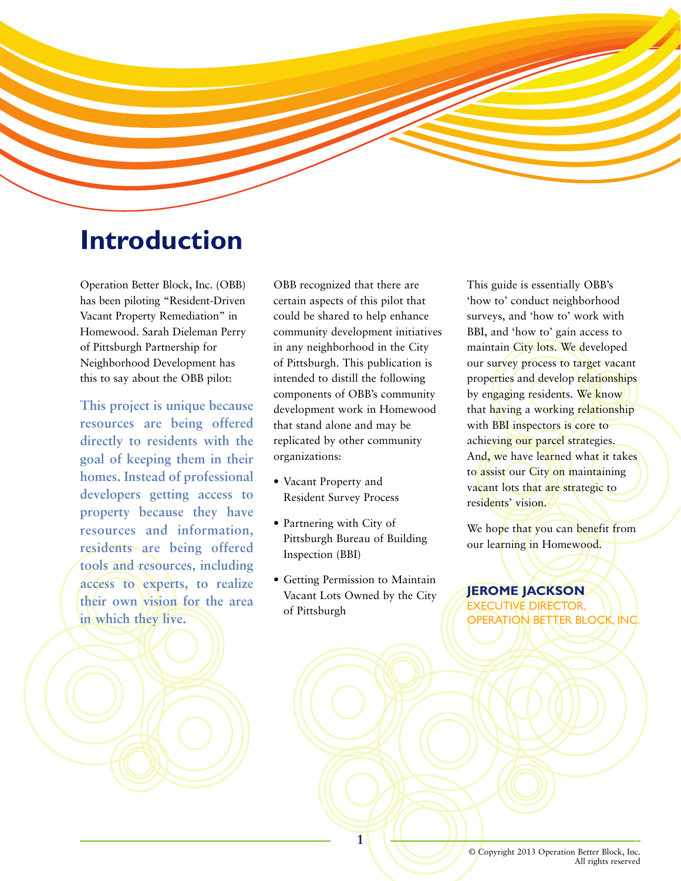# Introduction

Operation Better Block, Inc. (OBB) has been piloting "Resident-Driven Vacant Property Remediation" in Homewood. Sarah Dieleman Perry of Pittsburgh Partnership for Neighborhood Development has this to say about the OBB pilot:

**This project is unique because resources are being offered directly to residents with the goal of keeping them in their homes. Instead of professional developers getting access to property because they have resources and information, residents are being offered tools and resources, including access to experts, to realize their own vision for the area in which they live.**

OBB recognized that there are certain aspects of this pilot that could be shared to help enhance community development initiatives in any neighborhood in the City of Pittsburgh. This publication is intended to distill the following components of OBB's community development work in Homewood that stand alone and may be replicated by other community organizations:

- Vacant Property and Resident Survey Process
- Partnering with City of Pittsburgh Bureau of Building Inspection (BBI)
- Getting Permission to Maintain Vacant Lots Owned by the City of Pittsburgh

This guide is essentially OBB's 'how to' conduct neighborhood surveys, and 'how to' work with BBI, and 'how to' gain access to maintain City lots. We developed our survey process to target vacant properties and develop relationships by engaging residents. We know that having a working relationship with BBI inspectors is core to achieving our parcel strategies. And, we have learned what it takes to assist our City on maintaining vacant lots that are strategic to residents' vision.

We hope that you can benefit from our learning in Homewood.

**JEROME JACKSON**
EXECUTIVE DIRECTOR,
OPERATION BETTER BLOCK, INC.

© Copyright 2013 Operation Better Block, Inc.
All rights reserved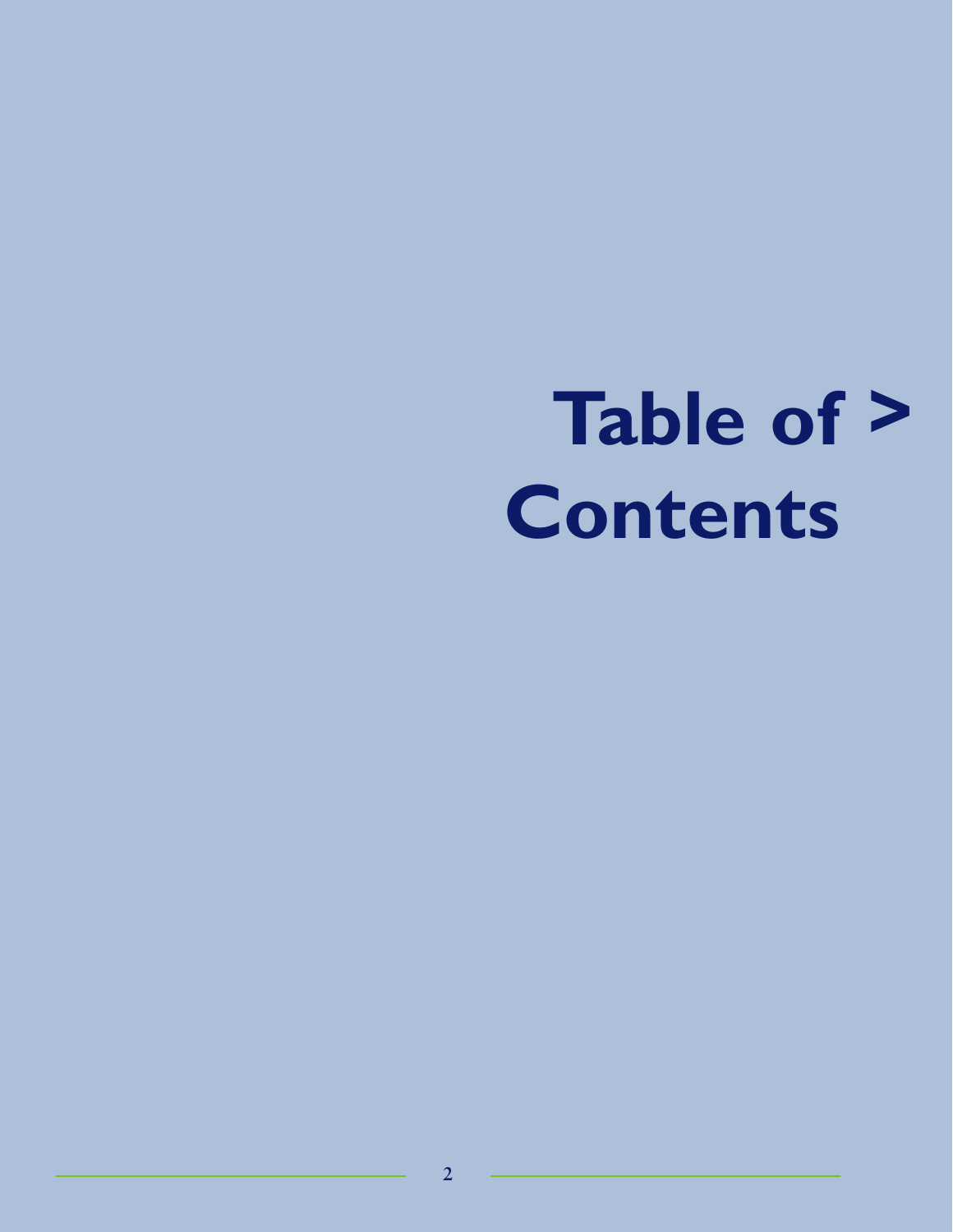# Table of > Contents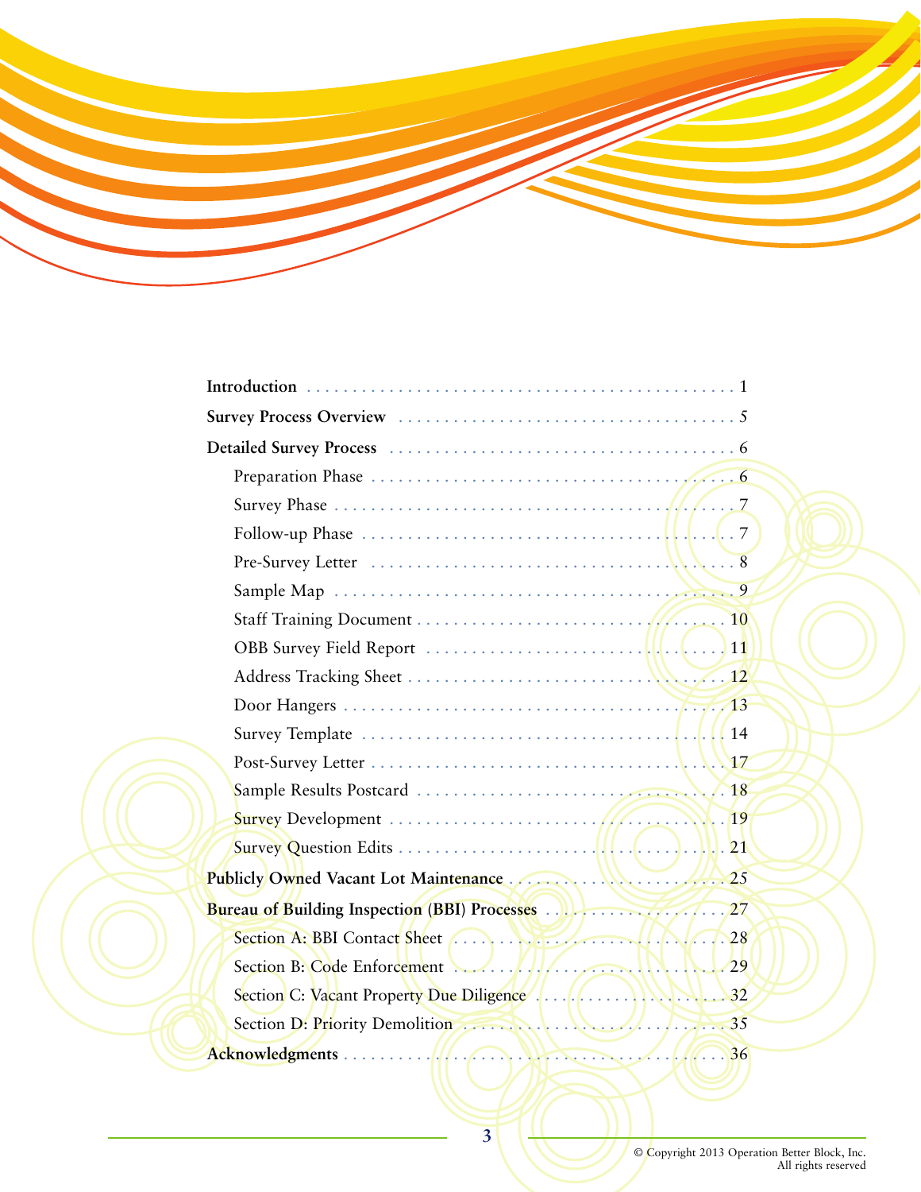**Introduction** . . . . . . . . . . . . . . . . . . . . . . . . . . . . . . . . . . . . . . . . . . . . . 1

**Survey Process Overview** . . . . . . . . . . . . . . . . . . . . . . . . . . . . . . . . . . . . 5

**Detailed Survey Process** . . . . . . . . . . . . . . . . . . . . . . . . . . . . . . . . . . . . . 6

- Preparation Phase . . . . . . . . . . . . . . . . . . . . . . . . . . . . . . . . . . . . . . 6
- Survey Phase . . . . . . . . . . . . . . . . . . . . . . . . . . . . . . . . . . . . . . . . . 7
- Follow-up Phase . . . . . . . . . . . . . . . . . . . . . . . . . . . . . . . . . . . . . . 7
- Pre-Survey Letter . . . . . . . . . . . . . . . . . . . . . . . . . . . . . . . . . . . . . 8
- Sample Map . . . . . . . . . . . . . . . . . . . . . . . . . . . . . . . . . . . . . . . . . . 9
- Staff Training Document . . . . . . . . . . . . . . . . . . . . . . . . . . . . . . . 10
- OBB Survey Field Report . . . . . . . . . . . . . . . . . . . . . . . . . . . . . . 11
- Address Tracking Sheet . . . . . . . . . . . . . . . . . . . . . . . . . . . . . . . . 12
- Door Hangers . . . . . . . . . . . . . . . . . . . . . . . . . . . . . . . . . . . . . . . 13
- Survey Template . . . . . . . . . . . . . . . . . . . . . . . . . . . . . . . . . . . . . 14
- Post-Survey Letter . . . . . . . . . . . . . . . . . . . . . . . . . . . . . . . . . . . . 17
- Sample Results Postcard . . . . . . . . . . . . . . . . . . . . . . . . . . . . . . . 18
- Survey Development . . . . . . . . . . . . . . . . . . . . . . . . . . . . . . . . . . 19
- Survey Question Edits . . . . . . . . . . . . . . . . . . . . . . . . . . . . . . . . . 21

**Publicly Owned Vacant Lot Maintenance** . . . . . . . . . . . . . . . . . . . . . . . 25

**Bureau of Building Inspection (BBI) Processes** . . . . . . . . . . . . . . . . . . . 27

- Section A: BBI Contact Sheet . . . . . . . . . . . . . . . . . . . . . . . . . . . . 28
- Section B: Code Enforcement . . . . . . . . . . . . . . . . . . . . . . . . . . . . 29
- Section C: Vacant Property Due Diligence . . . . . . . . . . . . . . . . . . . . 32
- Section D: Priority Demolition . . . . . . . . . . . . . . . . . . . . . . . . . . . 35

**Acknowledgments** . . . . . . . . . . . . . . . . . . . . . . . . . . . . . . . . . . . . . . . 36

© Copyright 2013 Operation Better Block, Inc.
All rights reserved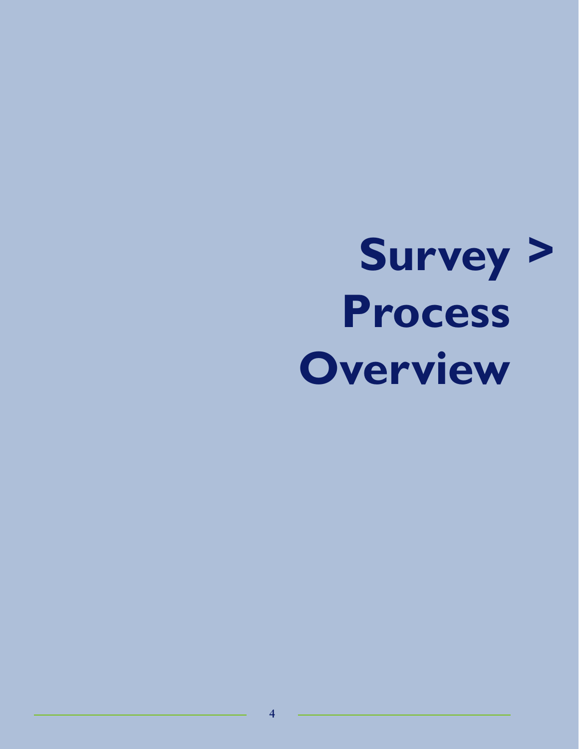# Survey > Process Overview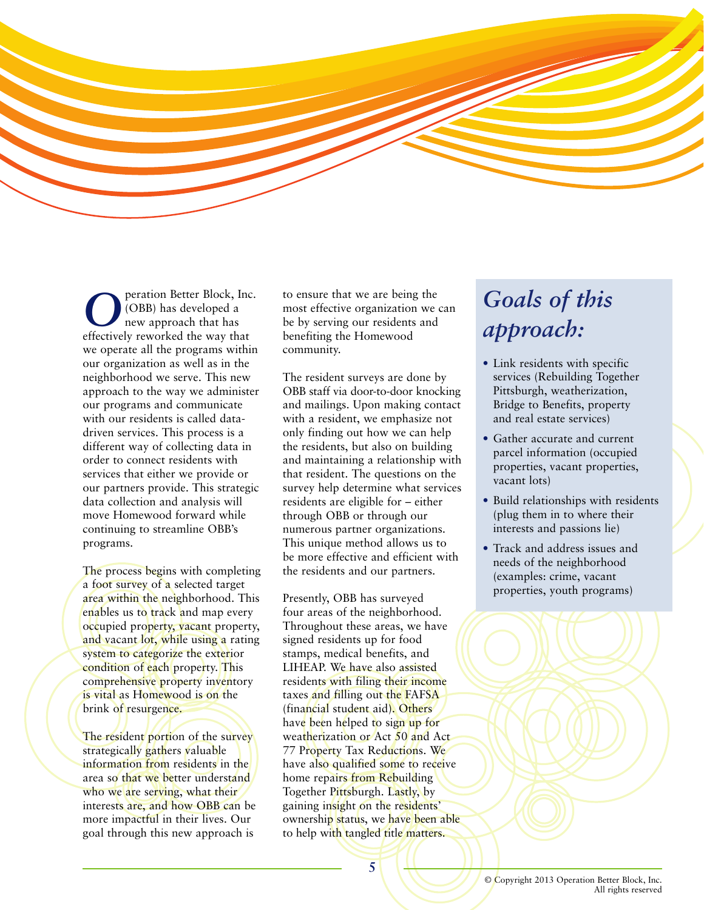Operation Better Block, Inc. (OBB) has developed a new approach that has effectively reworked the way that we operate all the programs within our organization as well as in the neighborhood we serve. This new approach to the way we administer our programs and communicate with our residents is called data-driven services. This process is a different way of collecting data in order to connect residents with services that either we provide or our partners provide. This strategic data collection and analysis will move Homewood forward while continuing to streamline OBB's programs.

The process begins with completing a foot survey of a selected target area within the neighborhood. This enables us to track and map every occupied property, vacant property, and vacant lot, while using a rating system to categorize the exterior condition of each property. This comprehensive property inventory is vital as Homewood is on the brink of resurgence.

The resident portion of the survey strategically gathers valuable information from residents in the area so that we better understand who we are serving, what their interests are, and how OBB can be more impactful in their lives. Our goal through this new approach is to ensure that we are being the most effective organization we can be by serving our residents and benefiting the Homewood community.

The resident surveys are done by OBB staff via door-to-door knocking and mailings. Upon making contact with a resident, we emphasize not only finding out how we can help the residents, but also on building and maintaining a relationship with that resident. The questions on the survey help determine what services residents are eligible for – either through OBB or through our numerous partner organizations. This unique method allows us to be more effective and efficient with the residents and our partners.

Presently, OBB has surveyed four areas of the neighborhood. Throughout these areas, we have signed residents up for food stamps, medical benefits, and LIHEAP. We have also assisted residents with filing their income taxes and filling out the FAFSA (financial student aid). Others have been helped to sign up for weatherization or Act 50 and Act 77 Property Tax Reductions. We have also qualified some to receive home repairs from Rebuilding Together Pittsburgh. Lastly, by gaining insight on the residents' ownership status, we have been able to help with tangled title matters.

## *Goals of this approach:*

- Link residents with specific services (Rebuilding Together Pittsburgh, weatherization, Bridge to Benefits, property and real estate services)
- Gather accurate and current parcel information (occupied properties, vacant properties, vacant lots)
- Build relationships with residents (plug them in to where their interests and passions lie)
- Track and address issues and needs of the neighborhood (examples: crime, vacant properties, youth programs)

© Copyright 2013 Operation Better Block, Inc.
All rights reserved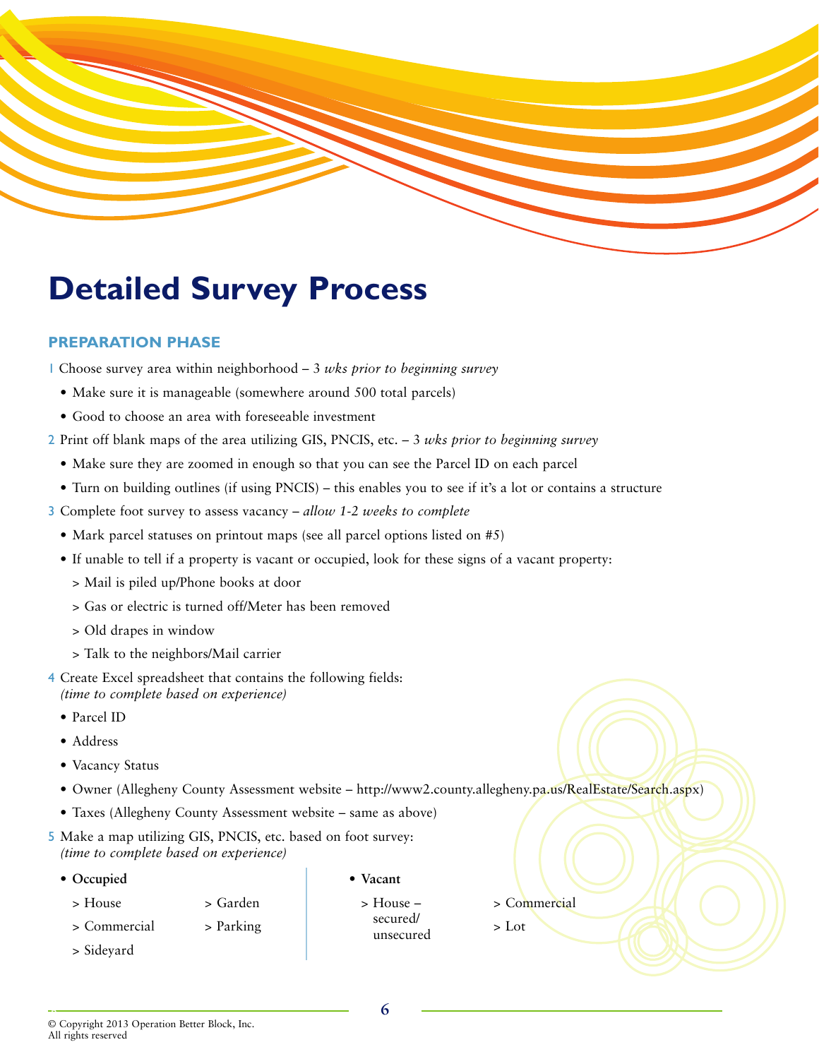# Detailed Survey Process

## PREPARATION PHASE

1 Choose survey area within neighborhood – 3 *wks prior to beginning survey*

- Make sure it is manageable (somewhere around 500 total parcels)
- Good to choose an area with foreseeable investment

2 Print off blank maps of the area utilizing GIS, PNCIS, etc. – 3 *wks prior to beginning survey*

- Make sure they are zoomed in enough so that you can see the Parcel ID on each parcel
- Turn on building outlines (if using PNCIS) – this enables you to see if it's a lot or contains a structure

3 Complete foot survey to assess vacancy – *allow 1-2 weeks to complete*

- Mark parcel statuses on printout maps (see all parcel options listed on #5)
- If unable to tell if a property is vacant or occupied, look for these signs of a vacant property:
  - > Mail is piled up/Phone books at door
  - > Gas or electric is turned off/Meter has been removed
  - > Old drapes in window
  - > Talk to the neighbors/Mail carrier

4 Create Excel spreadsheet that contains the following fields:
*(time to complete based on experience)*

- Parcel ID
- Address
- Vacancy Status
- Owner (Allegheny County Assessment website – http://www2.county.allegheny.pa.us/RealEstate/Search.aspx)
- Taxes (Allegheny County Assessment website – same as above)

5 Make a map utilizing GIS, PNCIS, etc. based on foot survey:
*(time to complete based on experience)*

- **Occupied**
  - > House
  - > Commercial
  - > Sideyard
  - > Garden
  - > Parking
- **Vacant**
  - > House – secured/unsecured
  - > Commercial
  - > Lot

© Copyright 2013 Operation Better Block, Inc.
All rights reserved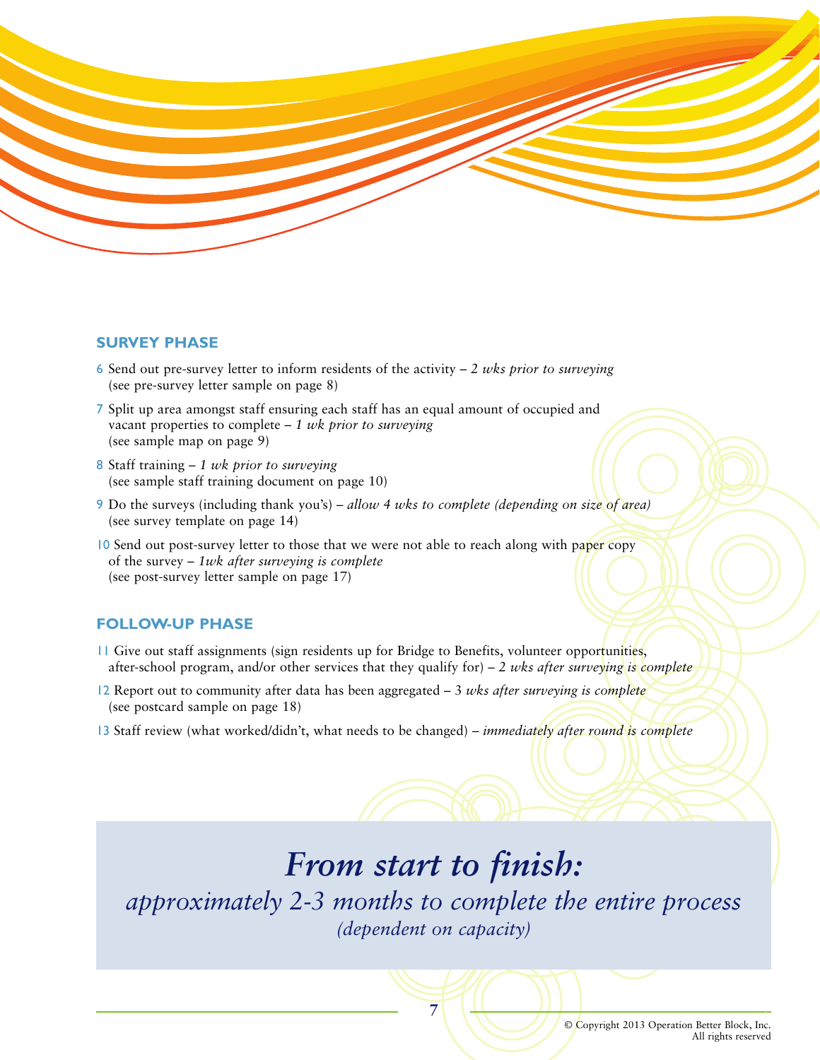## SURVEY PHASE

6 Send out pre-survey letter to inform residents of the activity – *2 wks prior to surveying*
(see pre-survey letter sample on page 8)

7 Split up area amongst staff ensuring each staff has an equal amount of occupied and vacant properties to complete – *1 wk prior to surveying*
(see sample map on page 9)

8 Staff training – *1 wk prior to surveying*
(see sample staff training document on page 10)

9 Do the surveys (including thank you's) – *allow 4 wks to complete (depending on size of area)*
(see survey template on page 14)

10 Send out post-survey letter to those that we were not able to reach along with paper copy of the survey – *1wk after surveying is complete*
(see post-survey letter sample on page 17)

## FOLLOW-UP PHASE

11 Give out staff assignments (sign residents up for Bridge to Benefits, volunteer opportunities, after-school program, and/or other services that they qualify for) – *2 wks after surveying is complete*

12 Report out to community after data has been aggregated – 3 *wks after surveying is complete*
(see postcard sample on page 18)

13 Staff review (what worked/didn't, what needs to be changed) – *immediately after round is complete*

# *From start to finish:*

*approximately 2-3 months to complete the entire process*
*(dependent on capacity)*

© Copyright 2013 Operation Better Block, Inc.
All rights reserved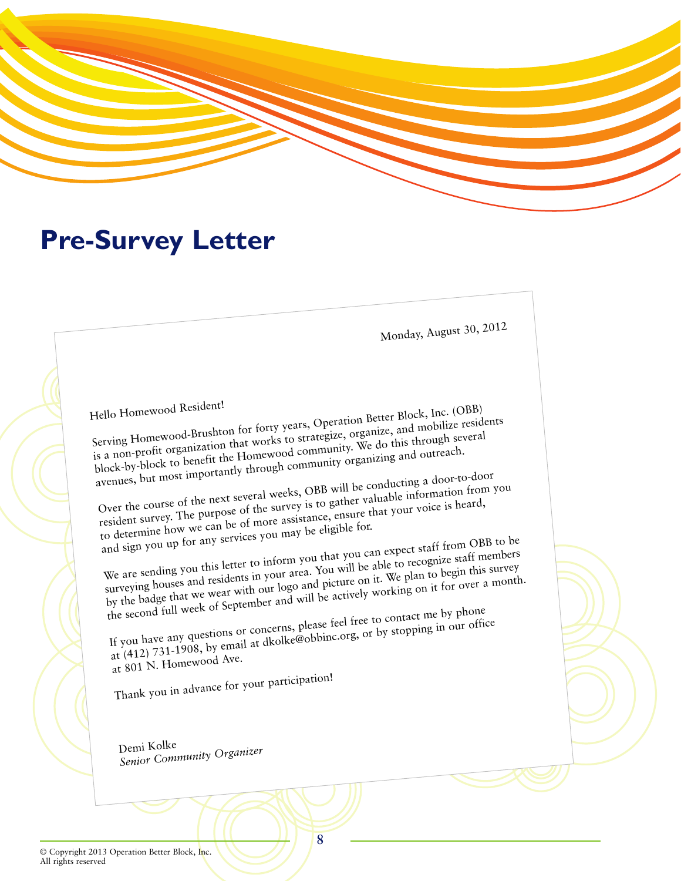# Pre-Survey Letter

Monday, August 30, 2012

Hello Homewood Resident!

Serving Homewood-Brushton for forty years, Operation Better Block, Inc. (OBB) is a non-profit organization that works to strategize, organize, and mobilize residents block-by-block to benefit the Homewood community. We do this through several avenues, but most importantly through community organizing and outreach.

Over the course of the next several weeks, OBB will be conducting a door-to-door resident survey. The purpose of the survey is to gather valuable information from you to determine how we can be of more assistance, ensure that your voice is heard, and sign you up for any services you may be eligible for.

We are sending you this letter to inform you that you can expect staff from OBB to be surveying houses and residents in your area. You will be able to recognize staff members by the badge that we wear with our logo and picture on it. We plan to begin this survey the second full week of September and will be actively working on it for over a month.

If you have any questions or concerns, please feel free to contact me by phone at (412) 731-1908, by email at dkolke@obbinc.org, or by stopping in our office at 801 N. Homewood Ave.

Thank you in advance for your participation!

Demi Kolke
*Senior Community Organizer*

© Copyright 2013 Operation Better Block, Inc.
All rights reserved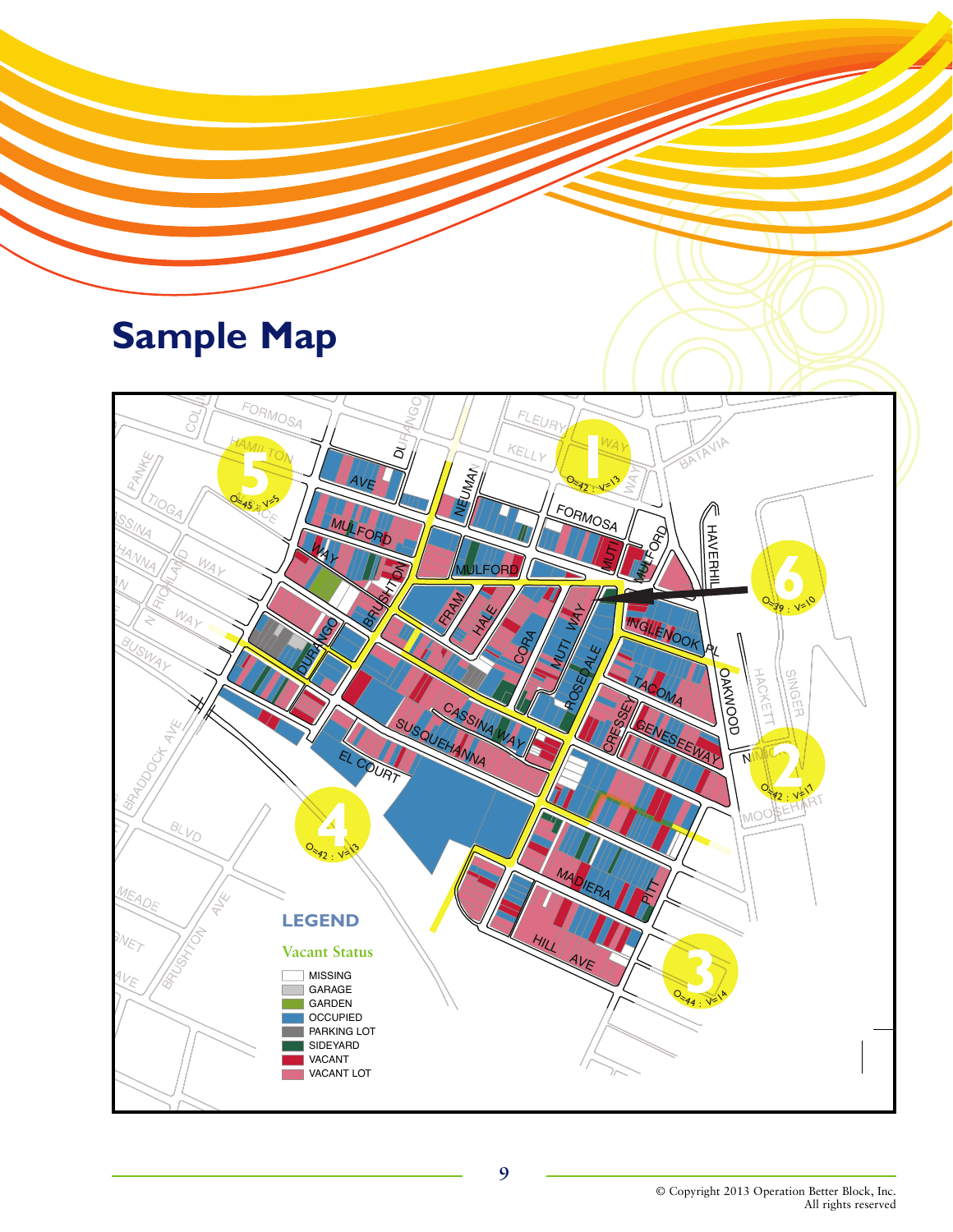# Sample Map

**LEGEND**

*Vacant Status*

- MISSING
- GARAGE
- GARDEN
- OCCUPIED
- PARKING LOT
- SIDEYARD
- VACANT
- VACANT LOT

© Copyright 2013 Operation Better Block, Inc.
All rights reserved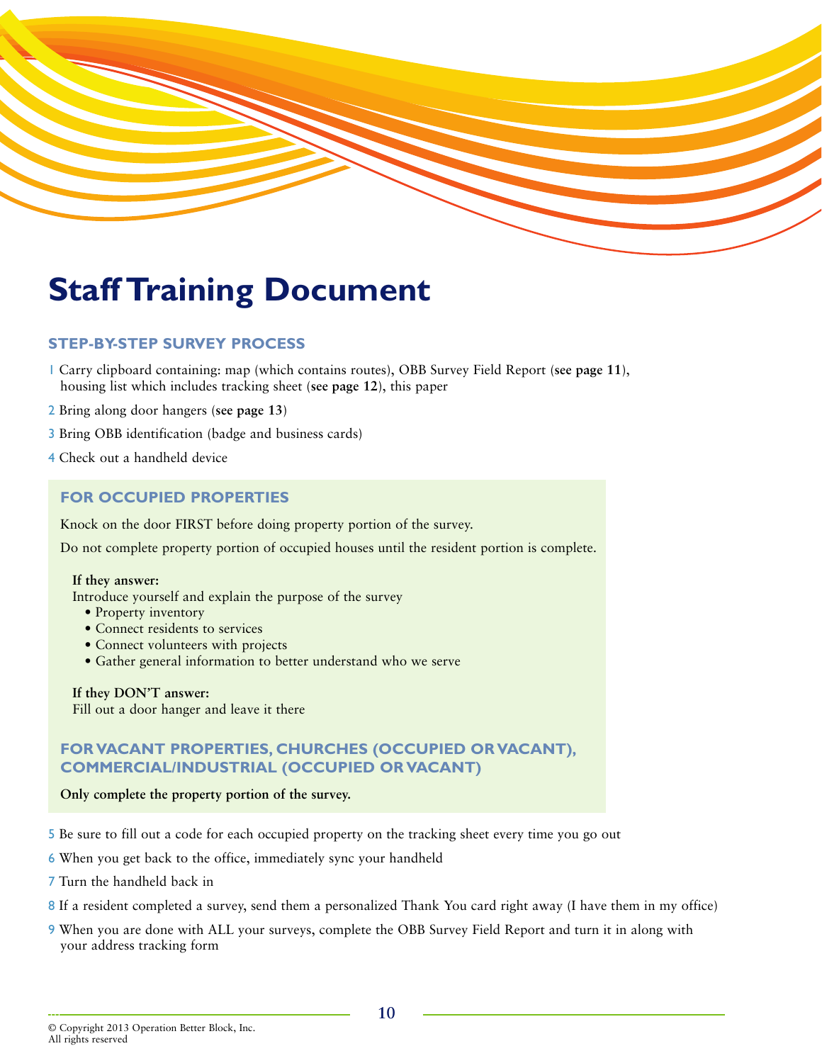# Staff Training Document

## STEP-BY-STEP SURVEY PROCESS

1. Carry clipboard containing: map (which contains routes), OBB Survey Field Report (**see page 11**), housing list which includes tracking sheet (**see page 12**), this paper
2. Bring along door hangers (**see page 13**)
3. Bring OBB identification (badge and business cards)
4. Check out a handheld device

### FOR OCCUPIED PROPERTIES

Knock on the door FIRST before doing property portion of the survey.

Do not complete property portion of occupied houses until the resident portion is complete.

**If they answer:**
Introduce yourself and explain the purpose of the survey

- Property inventory
- Connect residents to services
- Connect volunteers with projects
- Gather general information to better understand who we serve

**If they DON'T answer:**
Fill out a door hanger and leave it there

### FOR VACANT PROPERTIES, CHURCHES (OCCUPIED OR VACANT), COMMERCIAL/INDUSTRIAL (OCCUPIED OR VACANT)

**Only complete the property portion of the survey.**

5. Be sure to fill out a code for each occupied property on the tracking sheet every time you go out
6. When you get back to the office, immediately sync your handheld
7. Turn the handheld back in
8. If a resident completed a survey, send them a personalized Thank You card right away (I have them in my office)
9. When you are done with ALL your surveys, complete the OBB Survey Field Report and turn it in along with your address tracking form

© Copyright 2013 Operation Better Block, Inc.
All rights reserved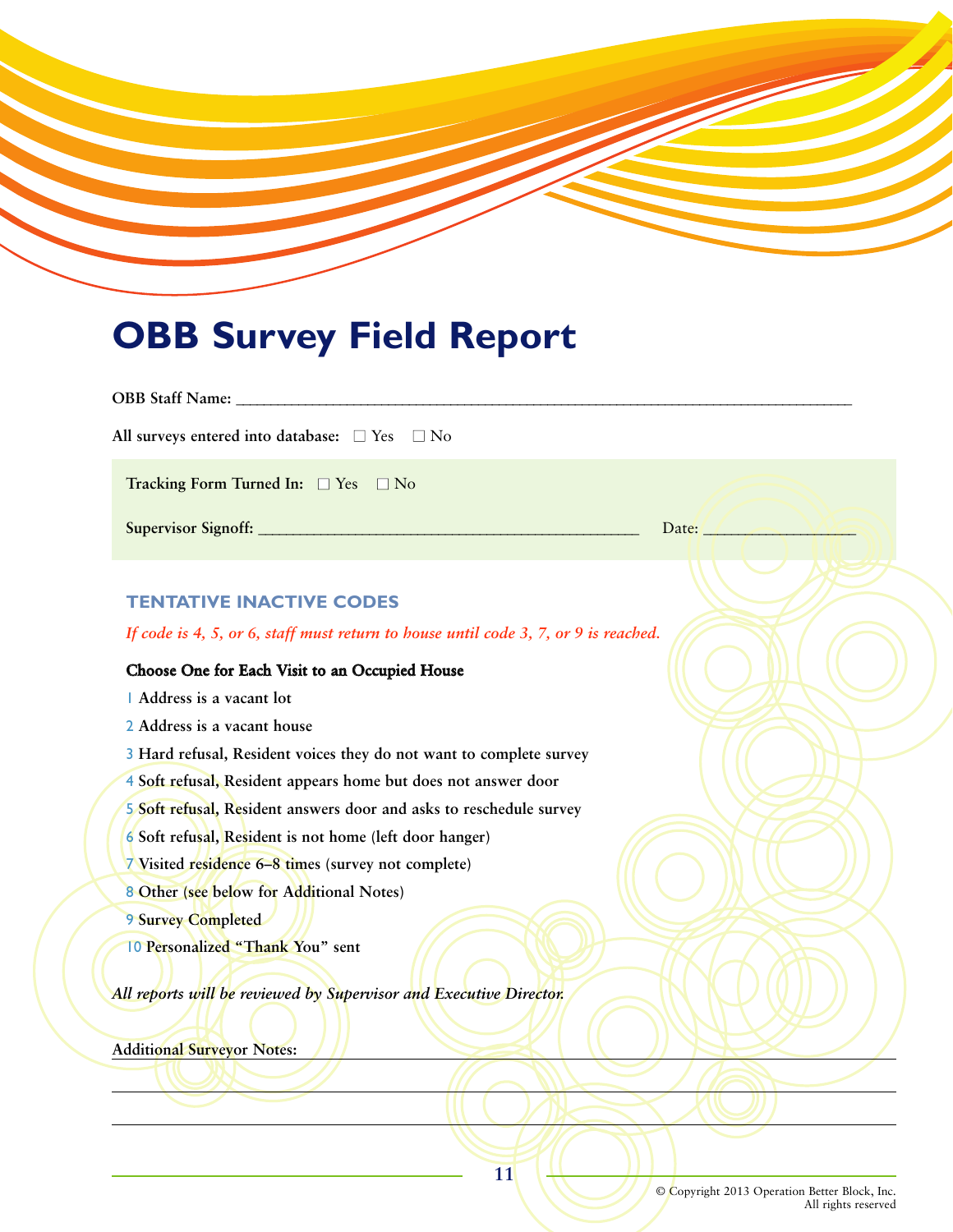# OBB Survey Field Report

**OBB Staff Name:** ______________________________________________

**All surveys entered into database:** ☐ Yes ☐ No

**Tracking Form Turned In:** ☐ Yes ☐ No

**Supervisor Signoff:** ______________________________ **Date:** ____________

## TENTATIVE INACTIVE CODES

*If code is 4, 5, or 6, staff must return to house until code 3, 7, or 9 is reached.*

### Choose One for Each Visit to an Occupied House

1 Address is a vacant lot

2 Address is a vacant house

3 Hard refusal, Resident voices they do not want to complete survey

4 Soft refusal, Resident appears home but does not answer door

5 Soft refusal, Resident answers door and asks to reschedule survey

6 Soft refusal, Resident is not home (left door hanger)

7 Visited residence 6–8 times (survey not complete)

8 Other (see below for Additional Notes)

9 Survey Completed

10 Personalized "Thank You" sent

*All reports will be reviewed by Supervisor and Executive Director.*

**Additional Surveyor Notes:**

______________________________________________

______________________________________________

______________________________________________

© Copyright 2013 Operation Better Block, Inc.
All rights reserved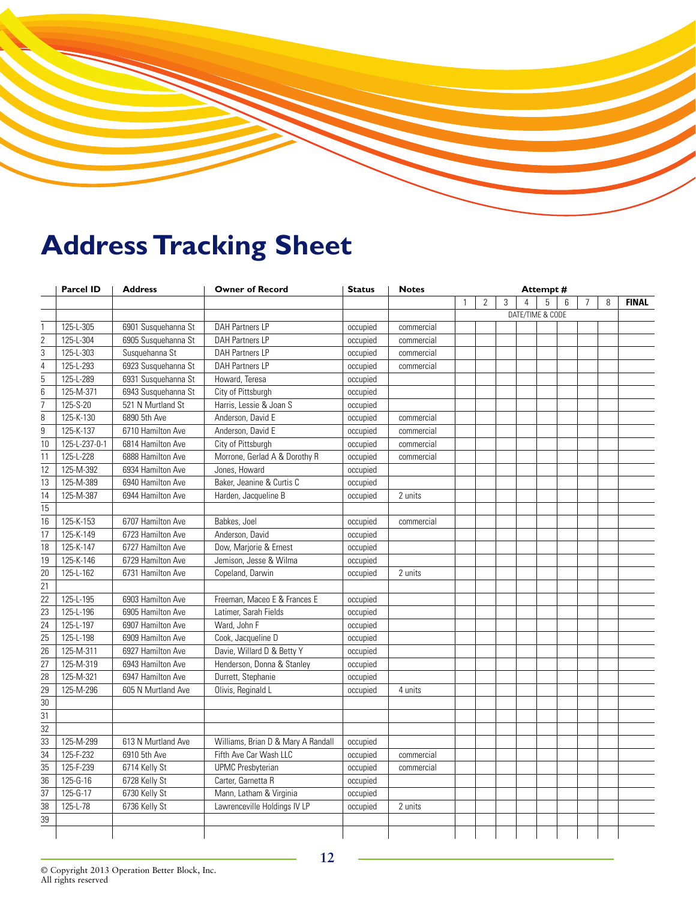# Address Tracking Sheet

| | Parcel ID | Address | Owner of Record | Status | Notes | Attempt # | | | | | | | | |
|---|---|---|---|---|---|---|---|---|---|---|---|---|---|---|
| | | | | | | 1 | 2 | 3 | 4 | 5 | 6 | 7 | 8 | FINAL |
| | | | | | | DATE/TIME & CODE | | | | | | | | |
| 1 | 125-L-305 | 6901 Susquehanna St | DAH Partners LP | occupied | commercial | | | | | | | | | |
| 2 | 125-L-304 | 6905 Susquehanna St | DAH Partners LP | occupied | commercial | | | | | | | | | |
| 3 | 125-L-303 | Susquehanna St | DAH Partners LP | occupied | commercial | | | | | | | | | |
| 4 | 125-L-293 | 6923 Susquehanna St | DAH Partners LP | occupied | commercial | | | | | | | | | |
| 5 | 125-L-289 | 6931 Susquehanna St | Howard, Teresa | occupied | | | | | | | | | | |
| 6 | 125-M-371 | 6943 Susquehanna St | City of Pittsburgh | occupied | | | | | | | | | | |
| 7 | 125-S-20 | 521 N Murtland St | Harris, Lessie & Joan S | occupied | | | | | | | | | | |
| 8 | 125-K-130 | 6890 5th Ave | Anderson, David E | occupied | commercial | | | | | | | | | |
| 9 | 125-K-137 | 6710 Hamilton Ave | Anderson, David E | occupied | commercial | | | | | | | | | |
| 10 | 125-L-237-0-1 | 6814 Hamilton Ave | City of Pittsburgh | occupied | commercial | | | | | | | | | |
| 11 | 125-L-228 | 6888 Hamilton Ave | Morrone, Gerlad A & Dorothy R | occupied | commercial | | | | | | | | | |
| 12 | 125-M-392 | 6934 Hamilton Ave | Jones, Howard | occupied | | | | | | | | | | |
| 13 | 125-M-389 | 6940 Hamilton Ave | Baker, Jeanine & Curtis C | occupied | | | | | | | | | | |
| 14 | 125-M-387 | 6944 Hamilton Ave | Harden, Jacqueline B | occupied | 2 units | | | | | | | | | |
| 15 | | | | | | | | | | | | | | |
| 16 | 125-K-153 | 6707 Hamilton Ave | Babkes, Joel | occupied | commercial | | | | | | | | | |
| 17 | 125-K-149 | 6723 Hamilton Ave | Anderson, David | occupied | | | | | | | | | | |
| 18 | 125-K-147 | 6727 Hamilton Ave | Dow, Marjorie & Ernest | occupied | | | | | | | | | | |
| 19 | 125-K-146 | 6729 Hamilton Ave | Jemison, Jesse & Wilma | occupied | | | | | | | | | | |
| 20 | 125-L-162 | 6731 Hamilton Ave | Copeland, Darwin | occupied | 2 units | | | | | | | | | |
| 21 | | | | | | | | | | | | | | |
| 22 | 125-L-195 | 6903 Hamilton Ave | Freeman, Maceo E & Frances E | occupied | | | | | | | | | | |
| 23 | 125-L-196 | 6905 Hamilton Ave | Latimer, Sarah Fields | occupied | | | | | | | | | | |
| 24 | 125-L-197 | 6907 Hamilton Ave | Ward, John F | occupied | | | | | | | | | | |
| 25 | 125-L-198 | 6909 Hamilton Ave | Cook, Jacqueline D | occupied | | | | | | | | | | |
| 26 | 125-M-311 | 6927 Hamilton Ave | Davie, Willard D & Betty Y | occupied | | | | | | | | | | |
| 27 | 125-M-319 | 6943 Hamilton Ave | Henderson, Donna & Stanley | occupied | | | | | | | | | | |
| 28 | 125-M-321 | 6947 Hamilton Ave | Durrett, Stephanie | occupied | | | | | | | | | | |
| 29 | 125-M-296 | 605 N Murtland Ave | Olivis, Reginald L | occupied | 4 units | | | | | | | | | |
| 30 | | | | | | | | | | | | | | |
| 31 | | | | | | | | | | | | | | |
| 32 | | | | | | | | | | | | | | |
| 33 | 125-M-299 | 613 N Murtland Ave | Williams, Brian D & Mary A Randall | occupied | | | | | | | | | | |
| 34 | 125-F-232 | 6910 5th Ave | Fifth Ave Car Wash LLC | occupied | commercial | | | | | | | | | |
| 35 | 125-F-239 | 6714 Kelly St | UPMC Presbyterian | occupied | commercial | | | | | | | | | |
| 36 | 125-G-16 | 6728 Kelly St | Carter, Garnetta R | occupied | | | | | | | | | | |
| 37 | 125-G-17 | 6730 Kelly St | Mann, Latham & Virginia | occupied | | | | | | | | | | |
| 38 | 125-L-78 | 6736 Kelly St | Lawrenceville Holdings IV LP | occupied | 2 units | | | | | | | | | |
| 39 | | | | | | | | | | | | | | |
| | | | | | | | | | | | | | | |

© Copyright 2013 Operation Better Block, Inc.
All rights reserved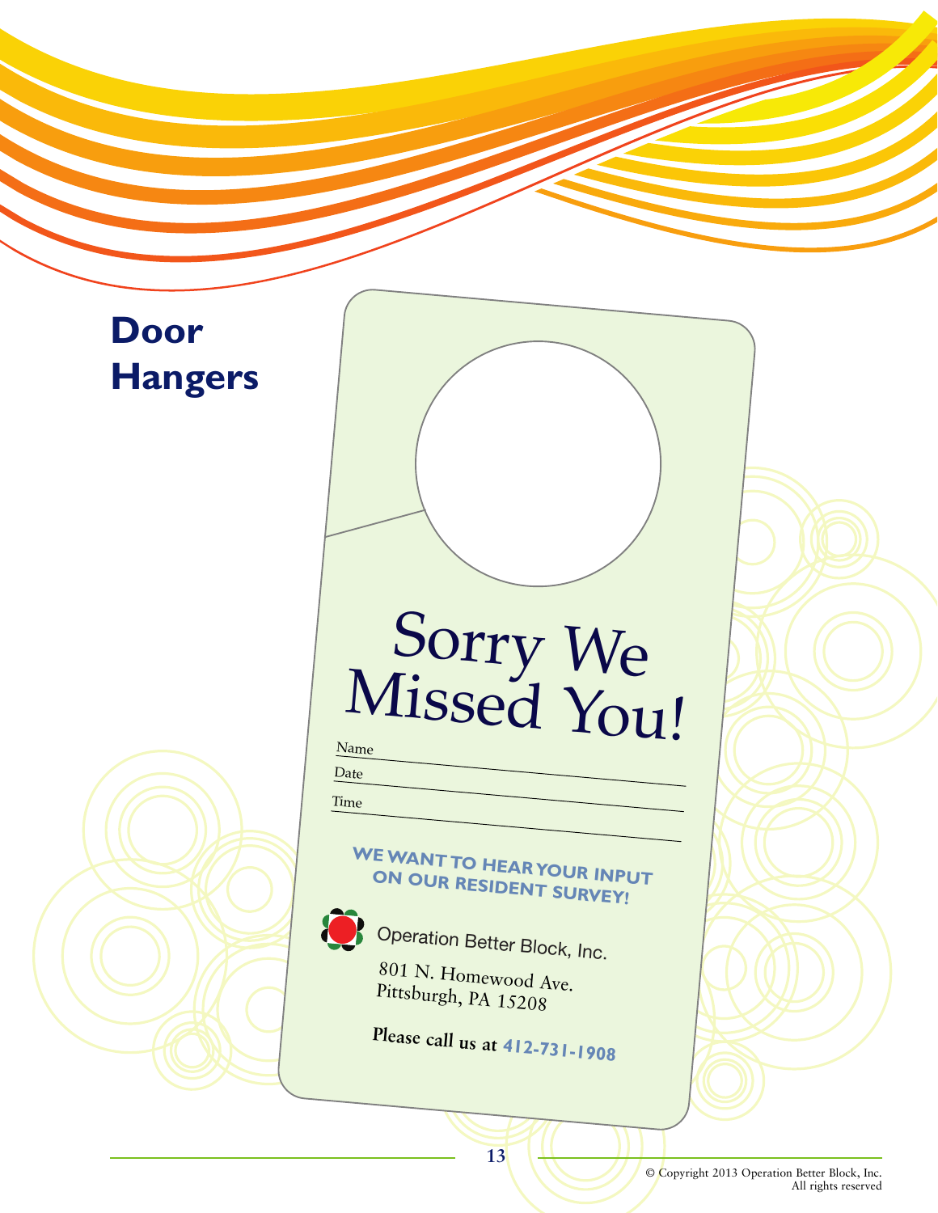# Door Hangers

Sorry We Missed You!

Name

Date

Time

WE WANT TO HEAR YOUR INPUT ON OUR RESIDENT SURVEY!

Operation Better Block, Inc.

801 N. Homewood Ave.
Pittsburgh, PA 15208

**Please call us at 412-731-1908**

© Copyright 2013 Operation Better Block, Inc.
All rights reserved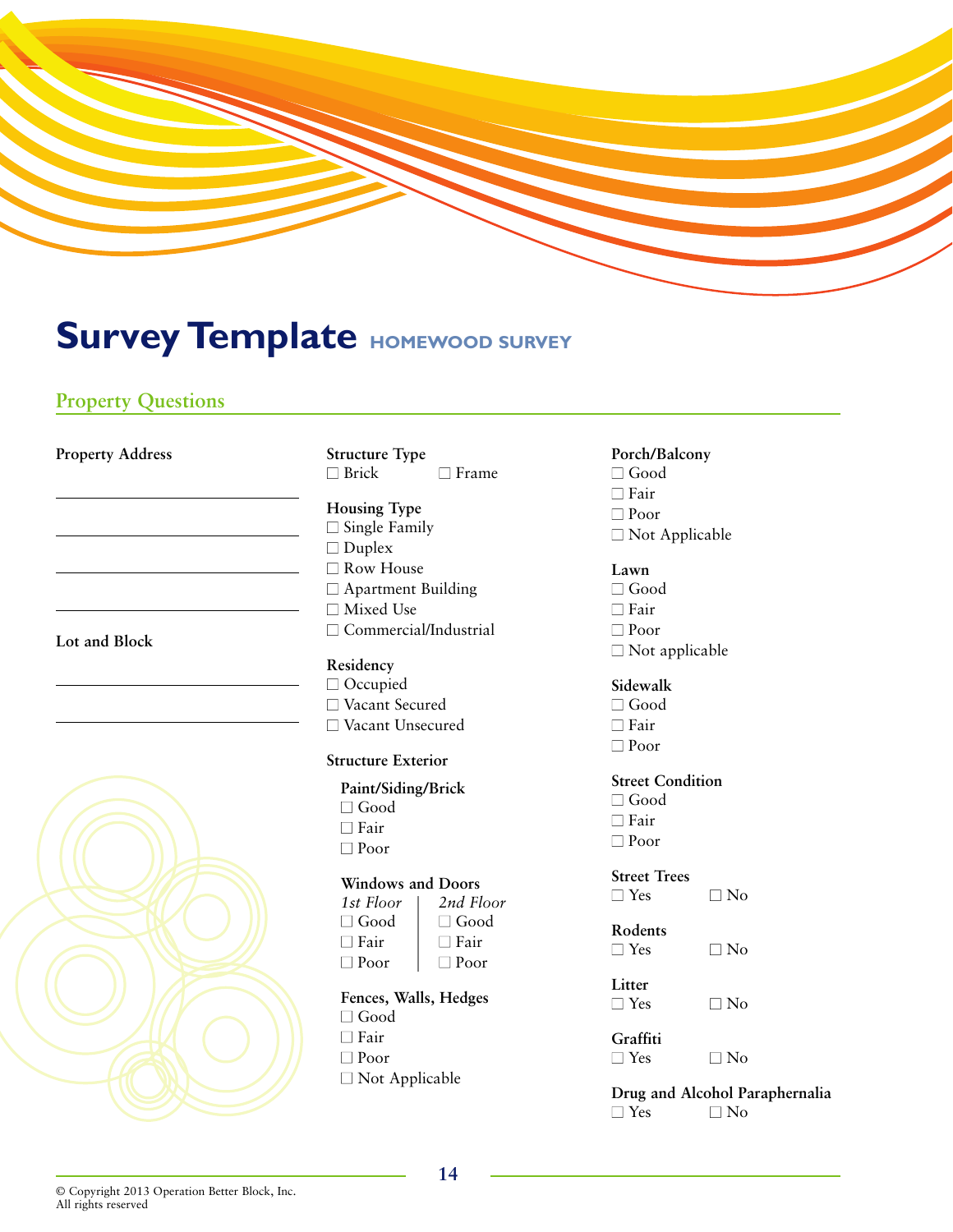# Survey Template HOMEWOOD SURVEY

## Property Questions

**Property Address**

\_\_\_\_\_\_\_\_\_\_\_\_\_\_\_\_\_\_\_\_\_\_\_\_\_\_\_\_

\_\_\_\_\_\_\_\_\_\_\_\_\_\_\_\_\_\_\_\_\_\_\_\_\_\_\_\_

\_\_\_\_\_\_\_\_\_\_\_\_\_\_\_\_\_\_\_\_\_\_\_\_\_\_\_\_

\_\_\_\_\_\_\_\_\_\_\_\_\_\_\_\_\_\_\_\_\_\_\_\_\_\_\_\_

**Lot and Block**

\_\_\_\_\_\_\_\_\_\_\_\_\_\_\_\_\_\_\_\_\_\_\_\_\_\_\_\_

\_\_\_\_\_\_\_\_\_\_\_\_\_\_\_\_\_\_\_\_\_\_\_\_\_\_\_\_

**Structure Type**
- ☐ Brick ☐ Frame

**Housing Type**
- ☐ Single Family
- ☐ Duplex
- ☐ Row House
- ☐ Apartment Building
- ☐ Mixed Use
- ☐ Commercial/Industrial

**Residency**
- ☐ Occupied
- ☐ Vacant Secured
- ☐ Vacant Unsecured

**Structure Exterior**

**Paint/Siding/Brick**
- ☐ Good
- ☐ Fair
- ☐ Poor

**Windows and Doors**

| *1st Floor* | *2nd Floor* |
|---|---|
| ☐ Good | ☐ Good |
| ☐ Fair | ☐ Fair |
| ☐ Poor | ☐ Poor |

**Fences, Walls, Hedges**
- ☐ Good
- ☐ Fair
- ☐ Poor
- ☐ Not Applicable

**Porch/Balcony**
- ☐ Good
- ☐ Fair
- ☐ Poor
- ☐ Not Applicable

**Lawn**
- ☐ Good
- ☐ Fair
- ☐ Poor
- ☐ Not applicable

**Sidewalk**
- ☐ Good
- ☐ Fair
- ☐ Poor

**Street Condition**
- ☐ Good
- ☐ Fair
- ☐ Poor

**Street Trees**
- ☐ Yes ☐ No

**Rodents**
- ☐ Yes ☐ No

**Litter**
- ☐ Yes ☐ No

**Graffiti**
- ☐ Yes ☐ No

**Drug and Alcohol Paraphernalia**
- ☐ Yes ☐ No

© Copyright 2013 Operation Better Block, Inc.
All rights reserved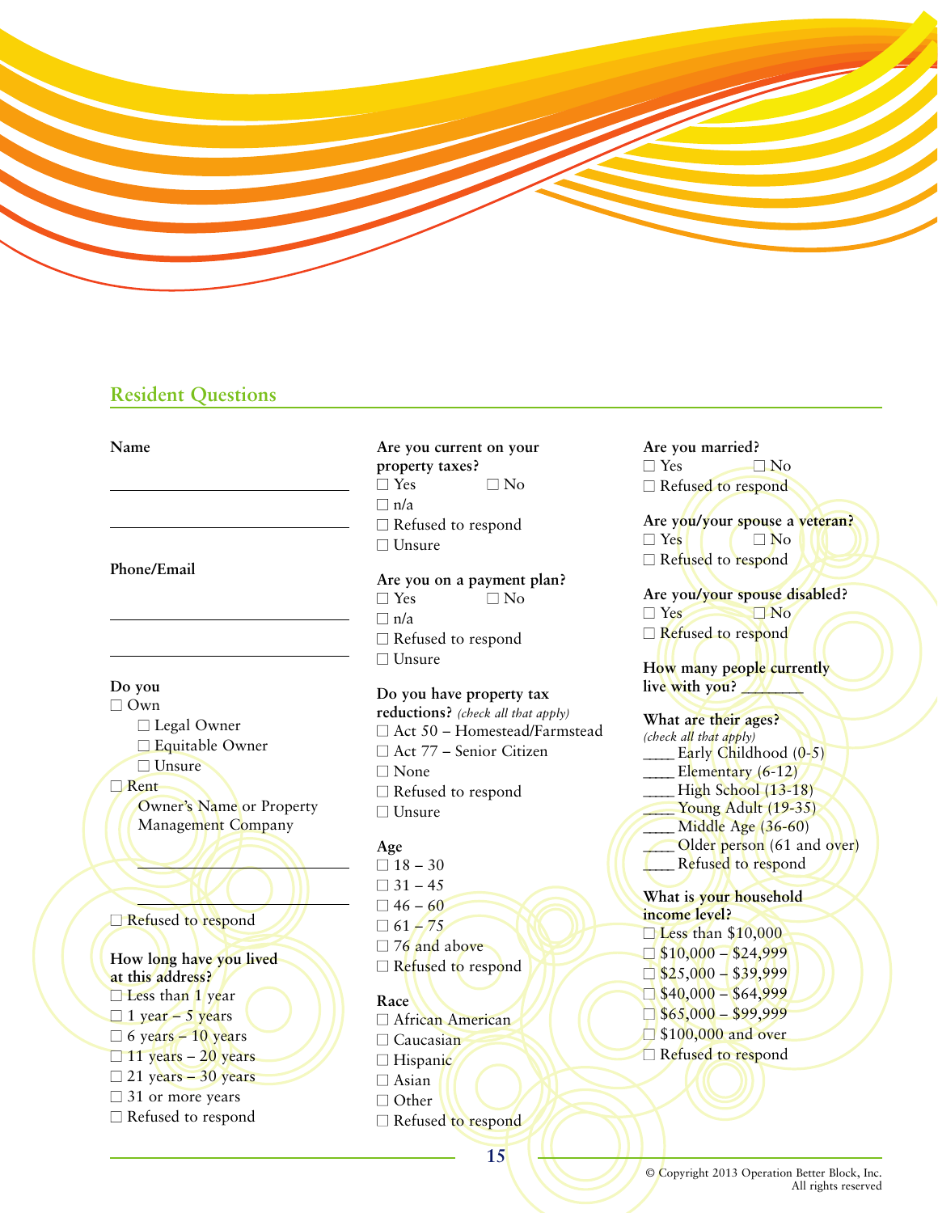## Resident Questions

**Name**

\_\_\_\_\_\_\_\_\_\_\_\_\_\_\_\_\_\_\_\_\_\_\_\_\_\_\_\_

\_\_\_\_\_\_\_\_\_\_\_\_\_\_\_\_\_\_\_\_\_\_\_\_\_\_\_\_

**Phone/Email**

\_\_\_\_\_\_\_\_\_\_\_\_\_\_\_\_\_\_\_\_\_\_\_\_\_\_\_\_

\_\_\_\_\_\_\_\_\_\_\_\_\_\_\_\_\_\_\_\_\_\_\_\_\_\_\_\_

**Do you**

☐ Own
- ☐ Legal Owner
- ☐ Equitable Owner
- ☐ Unsure

☐ Rent
- Owner's Name or Property Management Company

\_\_\_\_\_\_\_\_\_\_\_\_\_\_\_\_\_\_\_\_\_\_\_\_\_\_\_\_

\_\_\_\_\_\_\_\_\_\_\_\_\_\_\_\_\_\_\_\_\_\_\_\_\_\_\_\_

☐ Refused to respond

**How long have you lived at this address?**

☐ Less than 1 year
☐ 1 year – 5 years
☐ 6 years – 10 years
☐ 11 years – 20 years
☐ 21 years – 30 years
☐ 31 or more years
☐ Refused to respond

**Are you current on your property taxes?**

☐ Yes ☐ No
☐ n/a
☐ Refused to respond
☐ Unsure

**Are you on a payment plan?**

☐ Yes ☐ No
☐ n/a
☐ Refused to respond
☐ Unsure

**Do you have property tax reductions?** *(check all that apply)*

☐ Act 50 – Homestead/Farmstead
☐ Act 77 – Senior Citizen
☐ None
☐ Refused to respond
☐ Unsure

**Age**

☐ 18 – 30
☐ 31 – 45
☐ 46 – 60
☐ 61 – 75
☐ 76 and above
☐ Refused to respond

**Race**

☐ African American
☐ Caucasian
☐ Hispanic
☐ Asian
☐ Other
☐ Refused to respond

**Are you married?**

☐ Yes ☐ No
☐ Refused to respond

**Are you/your spouse a veteran?**

☐ Yes ☐ No
☐ Refused to respond

**Are you/your spouse disabled?**

☐ Yes ☐ No
☐ Refused to respond

**How many people currently live with you?** \_\_\_\_\_\_\_\_

**What are their ages?**
*(check all that apply)*

\_\_\_\_ Early Childhood (0-5)
\_\_\_\_ Elementary (6-12)
\_\_\_\_ High School (13-18)
\_\_\_\_ Young Adult (19-35)
\_\_\_\_ Middle Age (36-60)
\_\_\_\_ Older person (61 and over)
\_\_\_\_ Refused to respond

**What is your household income level?**

☐ Less than $10,000
☐ $10,000 – $24,999
☐ $25,000 – $39,999
☐ $40,000 – $64,999
☐ $65,000 – $99,999
☐ $100,000 and over
☐ Refused to respond

© Copyright 2013 Operation Better Block, Inc.
All rights reserved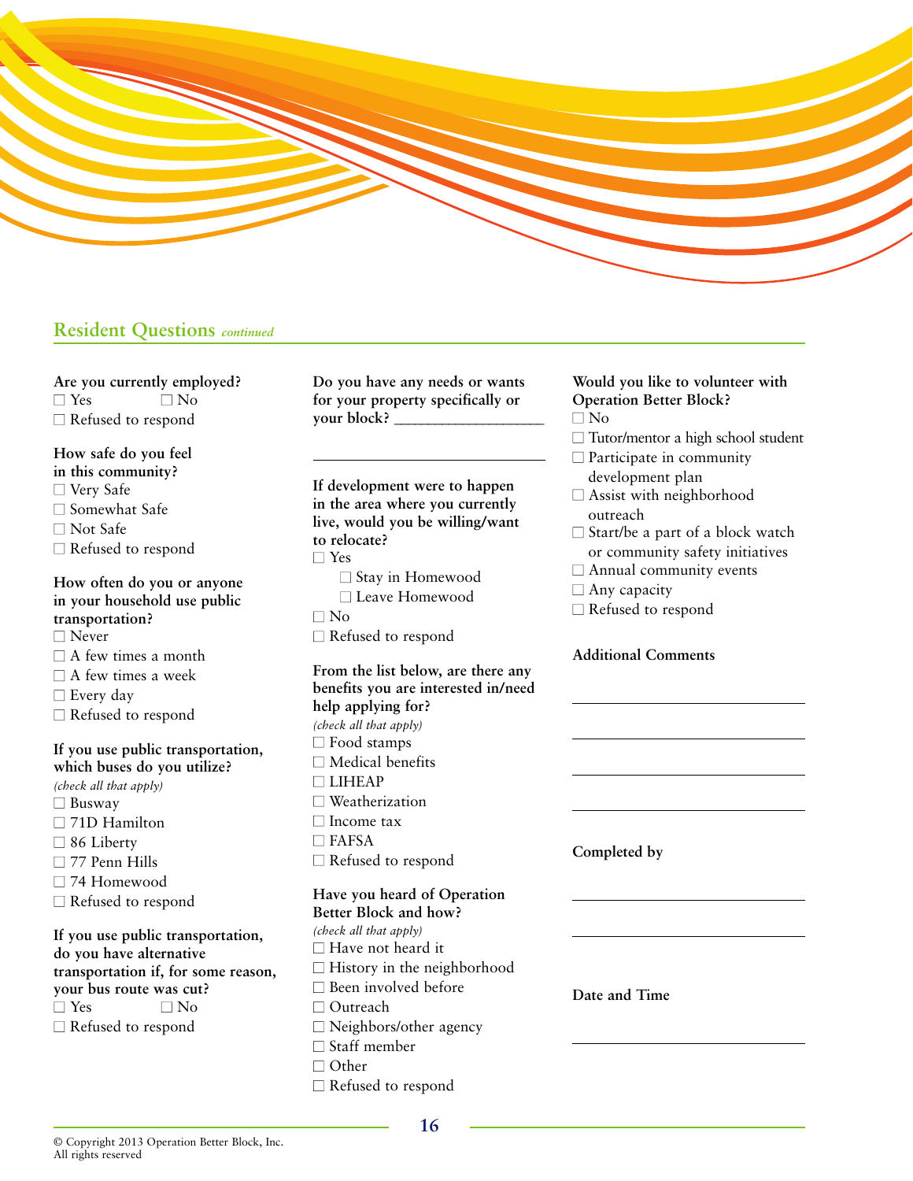## Resident Questions *continued*

**Are you currently employed?**
- ☐ Yes ☐ No
- ☐ Refused to respond

**How safe do you feel in this community?**
- ☐ Very Safe
- ☐ Somewhat Safe
- ☐ Not Safe
- ☐ Refused to respond

**How often do you or anyone in your household use public transportation?**
- ☐ Never
- ☐ A few times a month
- ☐ A few times a week
- ☐ Every day
- ☐ Refused to respond

**If you use public transportation, which buses do you utilize?**
*(check all that apply)*
- ☐ Busway
- ☐ 71D Hamilton
- ☐ 86 Liberty
- ☐ 77 Penn Hills
- ☐ 74 Homewood
- ☐ Refused to respond

**If you use public transportation, do you have alternative transportation if, for some reason, your bus route was cut?**
- ☐ Yes ☐ No
- ☐ Refused to respond

**Do you have any needs or wants for your property specifically or your block?** ____________________

____________________

**If development were to happen in the area where you currently live, would you be willing/want to relocate?**
- ☐ Yes
  - ☐ Stay in Homewood
  - ☐ Leave Homewood
- ☐ No
- ☐ Refused to respond

**From the list below, are there any benefits you are interested in/need help applying for?**
*(check all that apply)*
- ☐ Food stamps
- ☐ Medical benefits
- ☐ LIHEAP
- ☐ Weatherization
- ☐ Income tax
- ☐ FAFSA
- ☐ Refused to respond

**Have you heard of Operation Better Block and how?**
*(check all that apply)*
- ☐ Have not heard it
- ☐ History in the neighborhood
- ☐ Been involved before
- ☐ Outreach
- ☐ Neighbors/other agency
- ☐ Staff member
- ☐ Other
- ☐ Refused to respond

**Would you like to volunteer with Operation Better Block?**
- ☐ No
- ☐ Tutor/mentor a high school student
- ☐ Participate in community development plan
- ☐ Assist with neighborhood outreach
- ☐ Start/be a part of a block watch or community safety initiatives
- ☐ Annual community events
- ☐ Any capacity
- ☐ Refused to respond

**Additional Comments**

____________________

____________________

____________________

____________________

**Completed by**

____________________

____________________

**Date and Time**

____________________

© Copyright 2013 Operation Better Block, Inc.
All rights reserved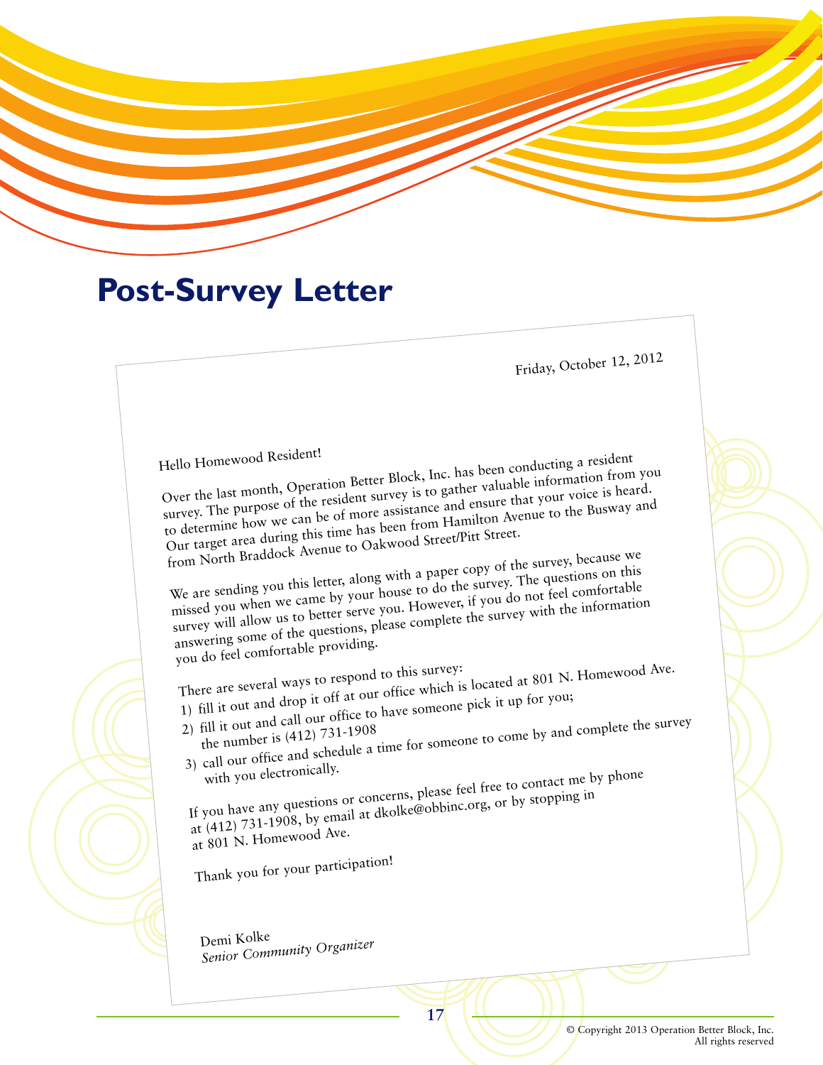# Post-Survey Letter

Friday, October 12, 2012

Hello Homewood Resident!

Over the last month, Operation Better Block, Inc. has been conducting a resident survey. The purpose of the resident survey is to gather valuable information from you to determine how we can be of more assistance and ensure that your voice is heard. Our target area during this time has been from Hamilton Avenue to the Busway and from North Braddock Avenue to Oakwood Street/Pitt Street.

We are sending you this letter, along with a paper copy of the survey, because we missed you when we came by your house to do the survey. The questions on this survey will allow us to better serve you. However, if you do not feel comfortable answering some of the questions, please complete the survey with the information you do feel comfortable providing.

There are several ways to respond to this survey:

1) fill it out and drop it off at our office which is located at 801 N. Homewood Ave.
2) fill it out and call our office to have someone pick it up for you; the number is (412) 731-1908
3) call our office and schedule a time for someone to come by and complete the survey with you electronically.

If you have any questions or concerns, please feel free to contact me by phone at (412) 731-1908, by email at dkolke@obbinc.org, or by stopping in at 801 N. Homewood Ave.

Thank you for your participation!

Demi Kolke
*Senior Community Organizer*

© Copyright 2013 Operation Better Block, Inc.
All rights reserved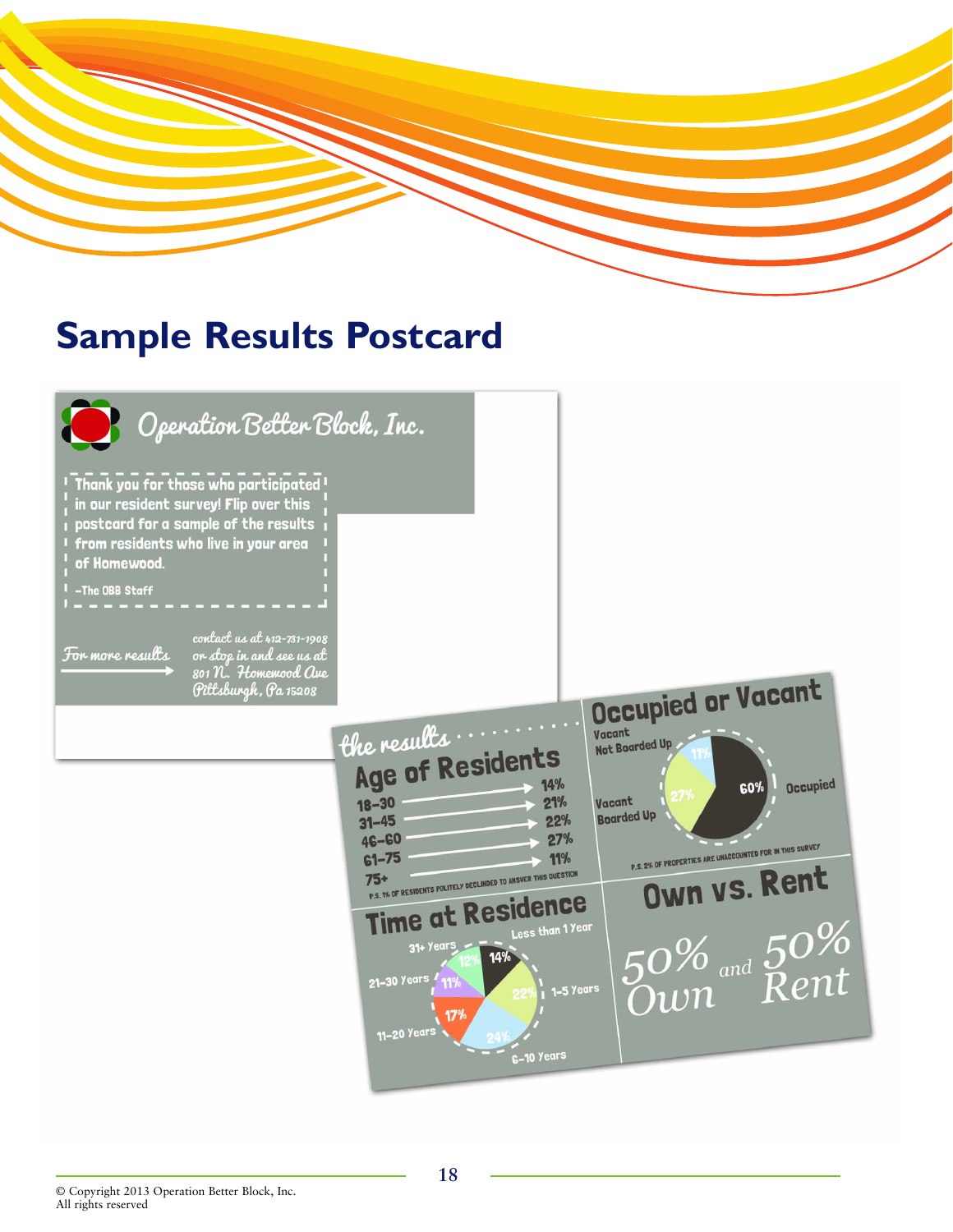# Sample Results Postcard

**Operation Better Block, Inc.**

Thank you for those who participated in our resident survey! Flip over this postcard for a sample of the results from residents who live in your area of Homewood.

–The OBB Staff

*For more results* → *contact us at 412-731-1908 or stop in and see us at 801 N. Homewood Ave Pittsburgh, Pa 15208*

*the results*

## Age of Residents

| Age | Percent |
|---|---|
| 18–30 | 14% |
| 31–45 | 21% |
| 46–60 | 22% |
| 61–75 | 27% |
| 75+ | 11% |

P.S. 1% of residents politely declined to answer this question

## Occupied or Vacant

- Occupied: 60%
- Vacant Boarded Up: 27%
- Vacant Not Boarded Up: 11%

P.S. 2% of properties are unaccounted for in this survey

## Time at Residence

- Less than 1 Year: 14%
- 1–5 Years: 22%
- 6–10 Years: 24%
- 11–20 Years: 17%
- 21–30 Years: 11%
- 31+ Years: 12%

## Own vs. Rent

50% Own and 50% Rent

© Copyright 2013 Operation Better Block, Inc.
All rights reserved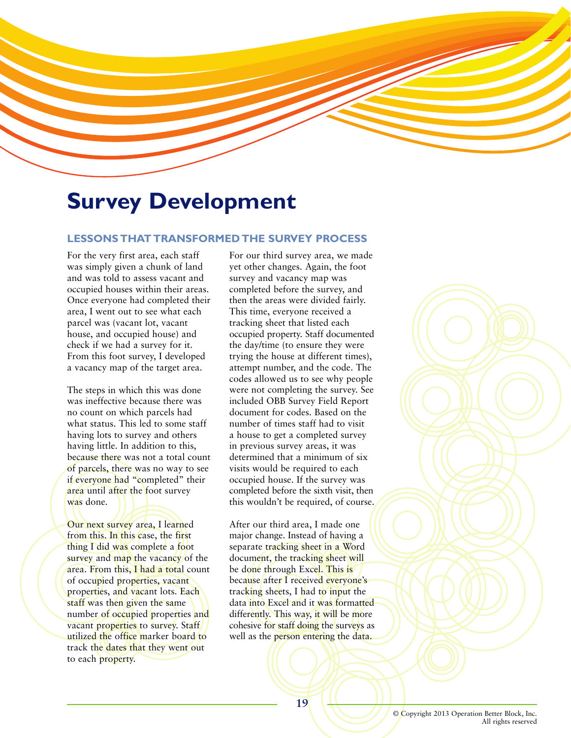# Survey Development

### LESSONS THAT TRANSFORMED THE SURVEY PROCESS

For the very first area, each staff was simply given a chunk of land and was told to assess vacant and occupied houses within their areas. Once everyone had completed their area, I went out to see what each parcel was (vacant lot, vacant house, and occupied house) and check if we had a survey for it. From this foot survey, I developed a vacancy map of the target area.

The steps in which this was done was ineffective because there was no count on which parcels had what status. This led to some staff having lots to survey and others having little. In addition to this, because there was not a total count of parcels, there was no way to see if everyone had "completed" their area until after the foot survey was done.

Our next survey area, I learned from this. In this case, the first thing I did was complete a foot survey and map the vacancy of the area. From this, I had a total count of occupied properties, vacant properties, and vacant lots. Each staff was then given the same number of occupied properties and vacant properties to survey. Staff utilized the office marker board to track the dates that they went out to each property.

For our third survey area, we made yet other changes. Again, the foot survey and vacancy map was completed before the survey, and then the areas were divided fairly. This time, everyone received a tracking sheet that listed each occupied property. Staff documented the day/time (to ensure they were trying the house at different times), attempt number, and the code. The codes allowed us to see why people were not completing the survey. See included OBB Survey Field Report document for codes. Based on the number of times staff had to visit a house to get a completed survey in previous survey areas, it was determined that a minimum of six visits would be required to each occupied house. If the survey was completed before the sixth visit, then this wouldn't be required, of course.

After our third area, I made one major change. Instead of having a separate tracking sheet in a Word document, the tracking sheet will be done through Excel. This is because after I received everyone's tracking sheets, I had to input the data into Excel and it was formatted differently. This way, it will be more cohesive for staff doing the surveys as well as the person entering the data.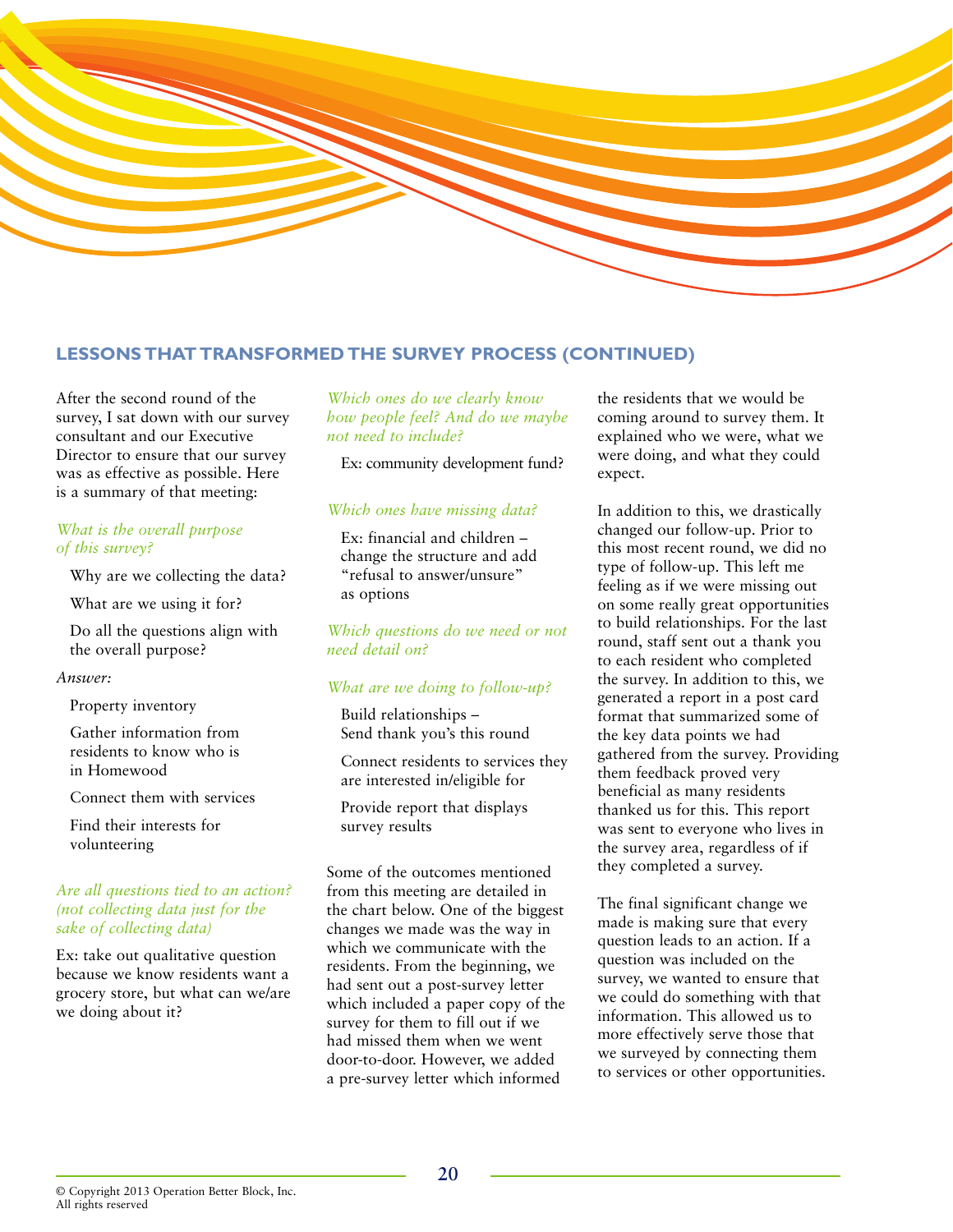## LESSONS THAT TRANSFORMED THE SURVEY PROCESS (CONTINUED)

After the second round of the survey, I sat down with our survey consultant and our Executive Director to ensure that our survey was as effective as possible. Here is a summary of that meeting:

*What is the overall purpose of this survey?*

Why are we collecting the data?

What are we using it for?

Do all the questions align with the overall purpose?

*Answer:*

Property inventory

Gather information from residents to know who is in Homewood

Connect them with services

Find their interests for volunteering

*Are all questions tied to an action? (not collecting data just for the sake of collecting data)*

Ex: take out qualitative question because we know residents want a grocery store, but what can we/are we doing about it?

*Which ones do we clearly know how people feel? And do we maybe not need to include?*

Ex: community development fund?

*Which ones have missing data?*

Ex: financial and children – change the structure and add "refusal to answer/unsure" as options

*Which questions do we need or not need detail on?*

*What are we doing to follow-up?*

Build relationships – Send thank you's this round

Connect residents to services they are interested in/eligible for

Provide report that displays survey results

Some of the outcomes mentioned from this meeting are detailed in the chart below. One of the biggest changes we made was the way in which we communicate with the residents. From the beginning, we had sent out a post-survey letter which included a paper copy of the survey for them to fill out if we had missed them when we went door-to-door. However, we added a pre-survey letter which informed the residents that we would be coming around to survey them. It explained who we were, what we were doing, and what they could expect.

In addition to this, we drastically changed our follow-up. Prior to this most recent round, we did no type of follow-up. This left me feeling as if we were missing out on some really great opportunities to build relationships. For the last round, staff sent out a thank you to each resident who completed the survey. In addition to this, we generated a report in a post card format that summarized some of the key data points we had gathered from the survey. Providing them feedback proved very beneficial as many residents thanked us for this. This report was sent to everyone who lives in the survey area, regardless of if they completed a survey.

The final significant change we made is making sure that every question leads to an action. If a question was included on the survey, we wanted to ensure that we could do something with that information. This allowed us to more effectively serve those that we surveyed by connecting them to services or other opportunities.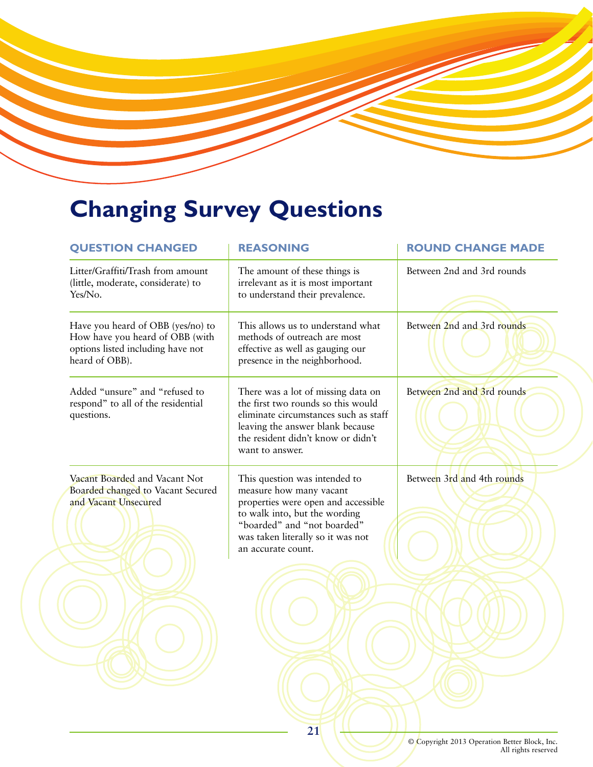# Changing Survey Questions

| QUESTION CHANGED | REASONING | ROUND CHANGE MADE |
|---|---|---|
| Litter/Graffiti/Trash from amount (little, moderate, considerate) to Yes/No. | The amount of these things is irrelevant as it is most important to understand their prevalence. | Between 2nd and 3rd rounds |
| Have you heard of OBB (yes/no) to How have you heard of OBB (with options listed including have not heard of OBB). | This allows us to understand what methods of outreach are most effective as well as gauging our presence in the neighborhood. | Between 2nd and 3rd rounds |
| Added "unsure" and "refused to respond" to all of the residential questions. | There was a lot of missing data on the first two rounds so this would eliminate circumstances such as staff leaving the answer blank because the resident didn't know or didn't want to answer. | Between 2nd and 3rd rounds |
| Vacant Boarded and Vacant Not Boarded changed to Vacant Secured and Vacant Unsecured | This question was intended to measure how many vacant properties were open and accessible to walk into, but the wording "boarded" and "not boarded" was taken literally so it was not an accurate count. | Between 3rd and 4th rounds |

© Copyright 2013 Operation Better Block, Inc.
All rights reserved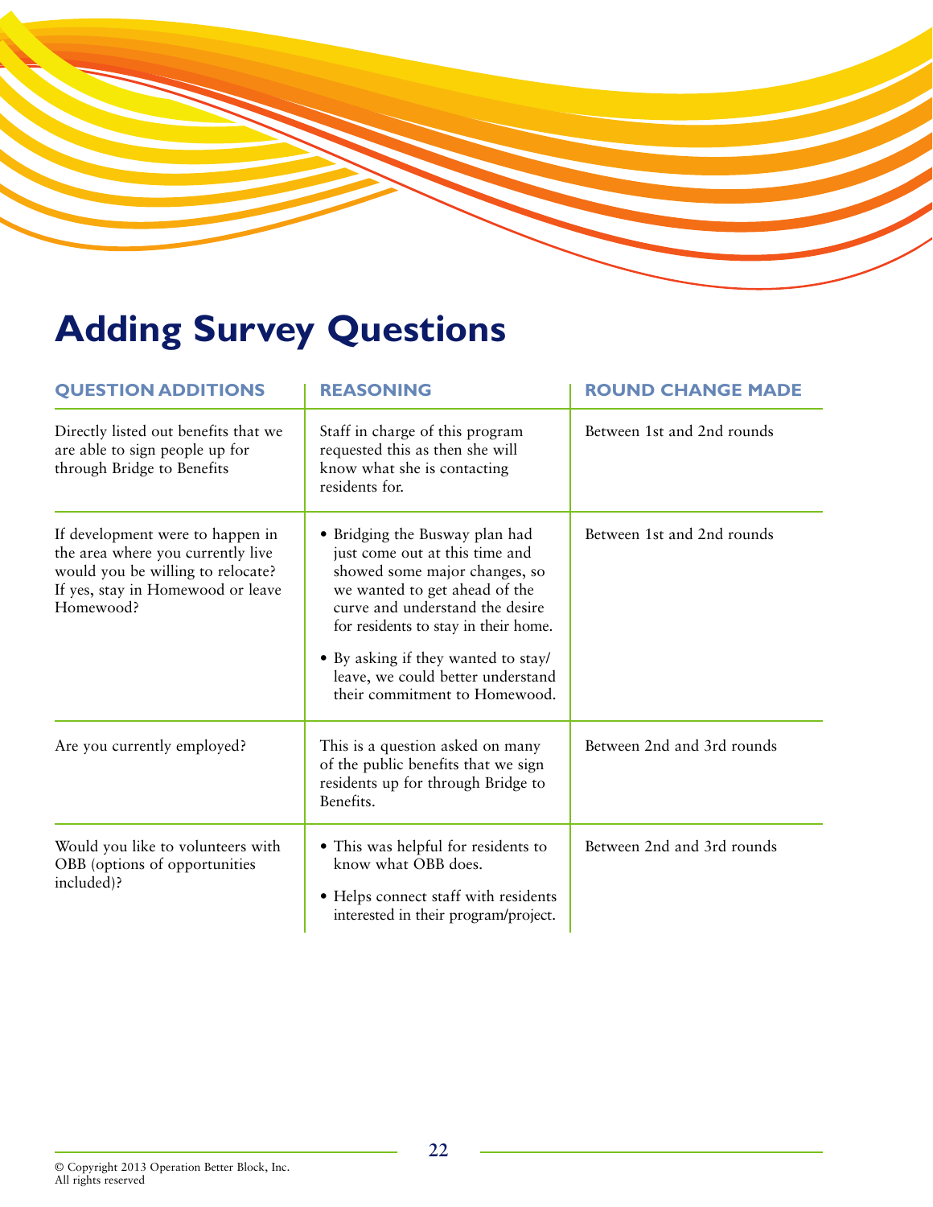# Adding Survey Questions

| QUESTION ADDITIONS | REASONING | ROUND CHANGE MADE |
|---|---|---|
| Directly listed out benefits that we are able to sign people up for through Bridge to Benefits | Staff in charge of this program requested this as then she will know what she is contacting residents for. | Between 1st and 2nd rounds |
| If development were to happen in the area where you currently live would you be willing to relocate? If yes, stay in Homewood or leave Homewood? | • Bridging the Busway plan had just come out at this time and showed some major changes, so we wanted to get ahead of the curve and understand the desire for residents to stay in their home.<br>• By asking if they wanted to stay/leave, we could better understand their commitment to Homewood. | Between 1st and 2nd rounds |
| Are you currently employed? | This is a question asked on many of the public benefits that we sign residents up for through Bridge to Benefits. | Between 2nd and 3rd rounds |
| Would you like to volunteers with OBB (options of opportunities included)? | • This was helpful for residents to know what OBB does.<br>• Helps connect staff with residents interested in their program/project. | Between 2nd and 3rd rounds |

© Copyright 2013 Operation Better Block, Inc.
All rights reserved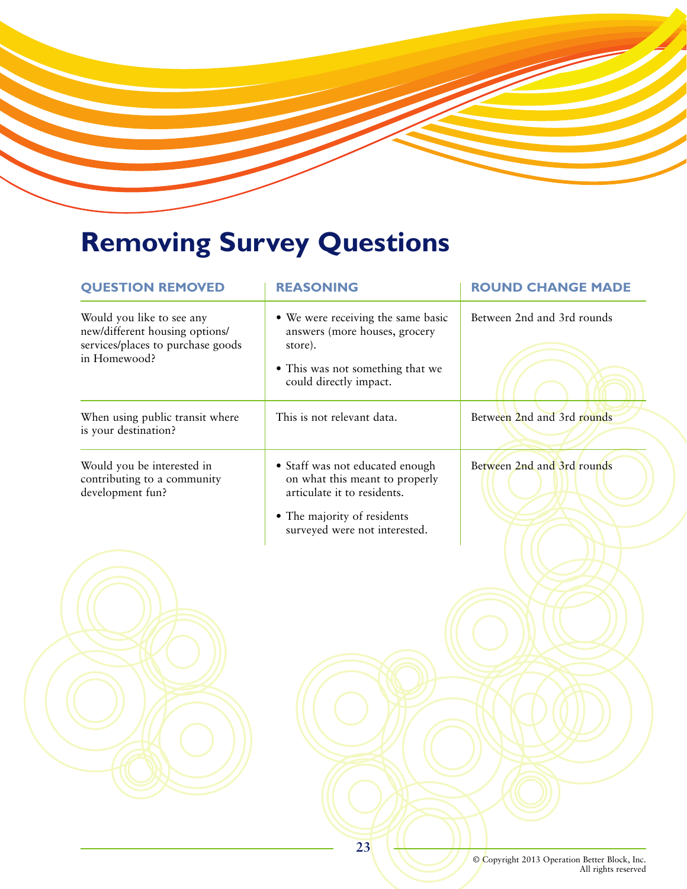# Removing Survey Questions

| QUESTION REMOVED | REASONING | ROUND CHANGE MADE |
|---|---|---|
| Would you like to see any new/different housing options/ services/places to purchase goods in Homewood? | • We were receiving the same basic answers (more houses, grocery store).<br>• This was not something that we could directly impact. | Between 2nd and 3rd rounds |
| When using public transit where is your destination? | This is not relevant data. | Between 2nd and 3rd rounds |
| Would you be interested in contributing to a community development fun? | • Staff was not educated enough on what this meant to properly articulate it to residents.<br>• The majority of residents surveyed were not interested. | Between 2nd and 3rd rounds |

© Copyright 2013 Operation Better Block, Inc.
All rights reserved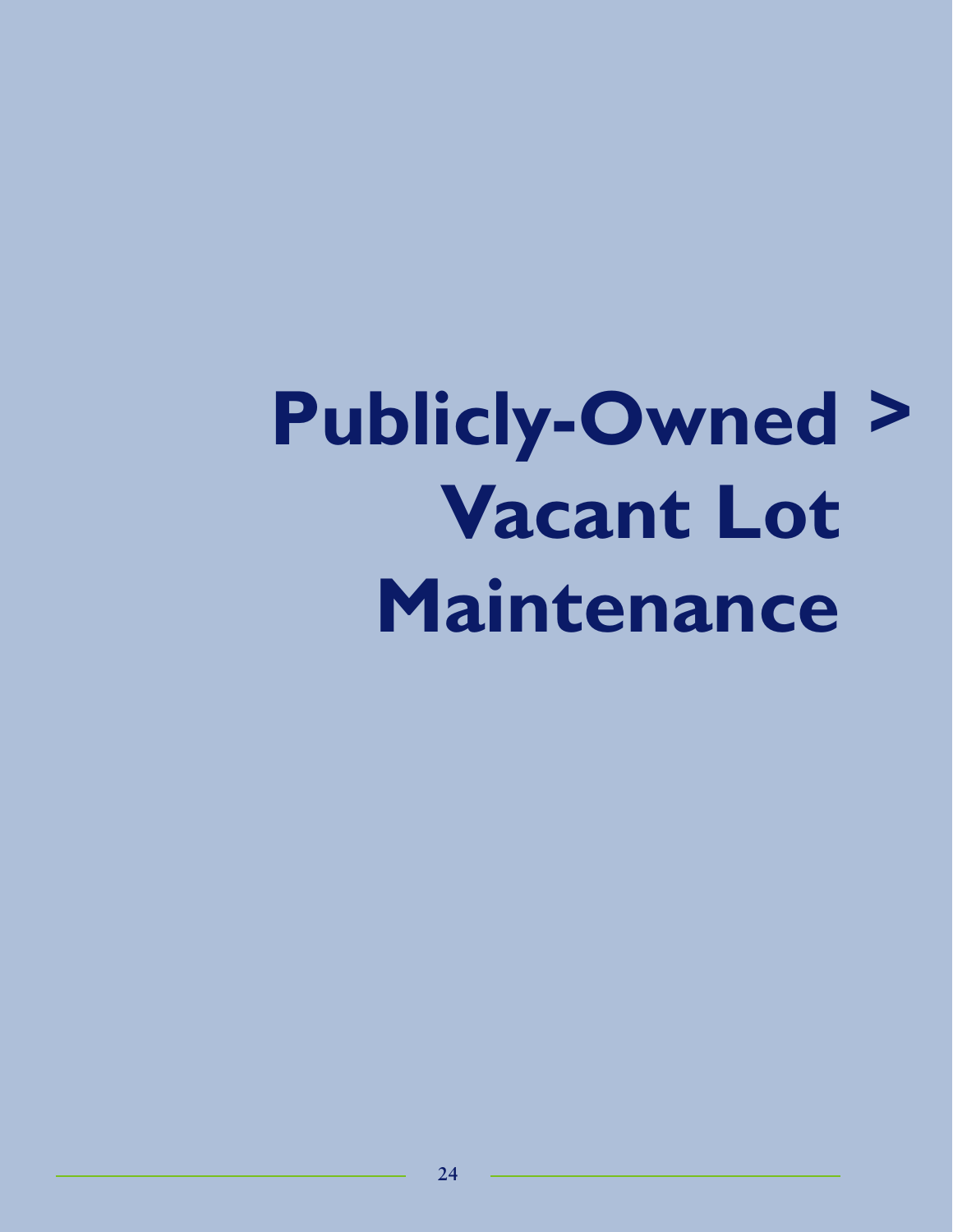# Publicly-Owned > Vacant Lot Maintenance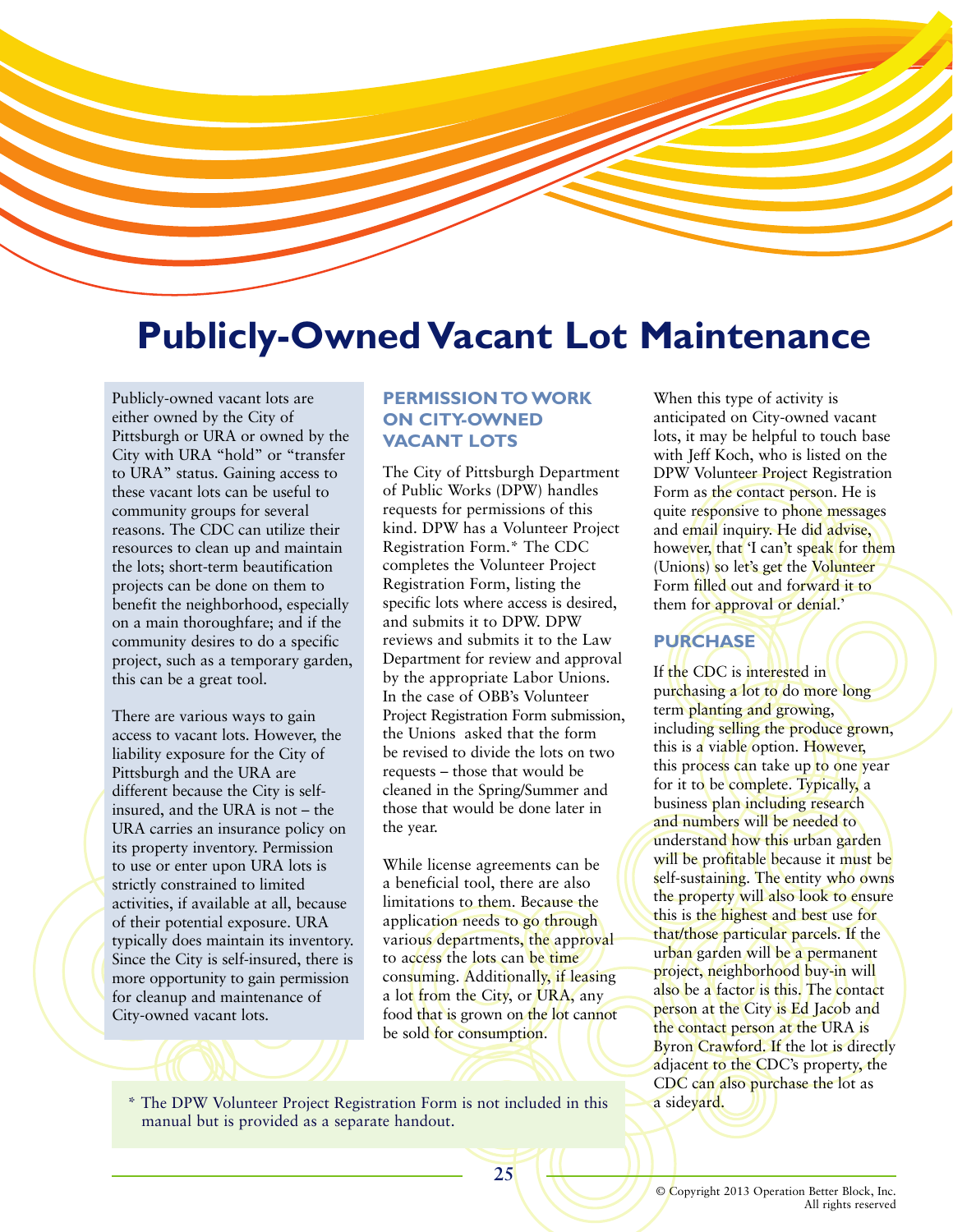# Publicly-Owned Vacant Lot Maintenance

Publicly-owned vacant lots are either owned by the City of Pittsburgh or URA or owned by the City with URA "hold" or "transfer to URA" status. Gaining access to these vacant lots can be useful to community groups for several reasons. The CDC can utilize their resources to clean up and maintain the lots; short-term beautification projects can be done on them to benefit the neighborhood, especially on a main thoroughfare; and if the community desires to do a specific project, such as a temporary garden, this can be a great tool.

There are various ways to gain access to vacant lots. However, the liability exposure for the City of Pittsburgh and the URA are different because the City is self-insured, and the URA is not – the URA carries an insurance policy on its property inventory. Permission to use or enter upon URA lots is strictly constrained to limited activities, if available at all, because of their potential exposure. URA typically does maintain its inventory. Since the City is self-insured, there is more opportunity to gain permission for cleanup and maintenance of City-owned vacant lots.

## PERMISSION TO WORK ON CITY-OWNED VACANT LOTS

The City of Pittsburgh Department of Public Works (DPW) handles requests for permissions of this kind. DPW has a Volunteer Project Registration Form.* The CDC completes the Volunteer Project Registration Form, listing the specific lots where access is desired, and submits it to DPW. DPW reviews and submits it to the Law Department for review and approval by the appropriate Labor Unions. In the case of OBB's Volunteer Project Registration Form submission, the Unions asked that the form be revised to divide the lots on two requests – those that would be cleaned in the Spring/Summer and those that would be done later in the year.

While license agreements can be a beneficial tool, there are also limitations to them. Because the application needs to go through various departments, the approval to access the lots can be time consuming. Additionally, if leasing a lot from the City, or URA, any food that is grown on the lot cannot be sold for consumption.

When this type of activity is anticipated on City-owned vacant lots, it may be helpful to touch base with Jeff Koch, who is listed on the DPW Volunteer Project Registration Form as the contact person. He is quite responsive to phone messages and email inquiry. He did advise, however, that 'I can't speak for them (Unions) so let's get the Volunteer Form filled out and forward it to them for approval or denial.'

## PURCHASE

If the CDC is interested in purchasing a lot to do more long term planting and growing, including selling the produce grown, this is a viable option. However, this process can take up to one year for it to be complete. Typically, a business plan including research and numbers will be needed to understand how this urban garden will be profitable because it must be self-sustaining. The entity who owns the property will also look to ensure this is the highest and best use for that/those particular parcels. If the urban garden will be a permanent project, neighborhood buy-in will also be a factor is this. The contact person at the City is Ed Jacob and the contact person at the URA is Byron Crawford. If the lot is directly adjacent to the CDC's property, the CDC can also purchase the lot as a sideyard.

\* The DPW Volunteer Project Registration Form is not included in this manual but is provided as a separate handout.

© Copyright 2013 Operation Better Block, Inc. All rights reserved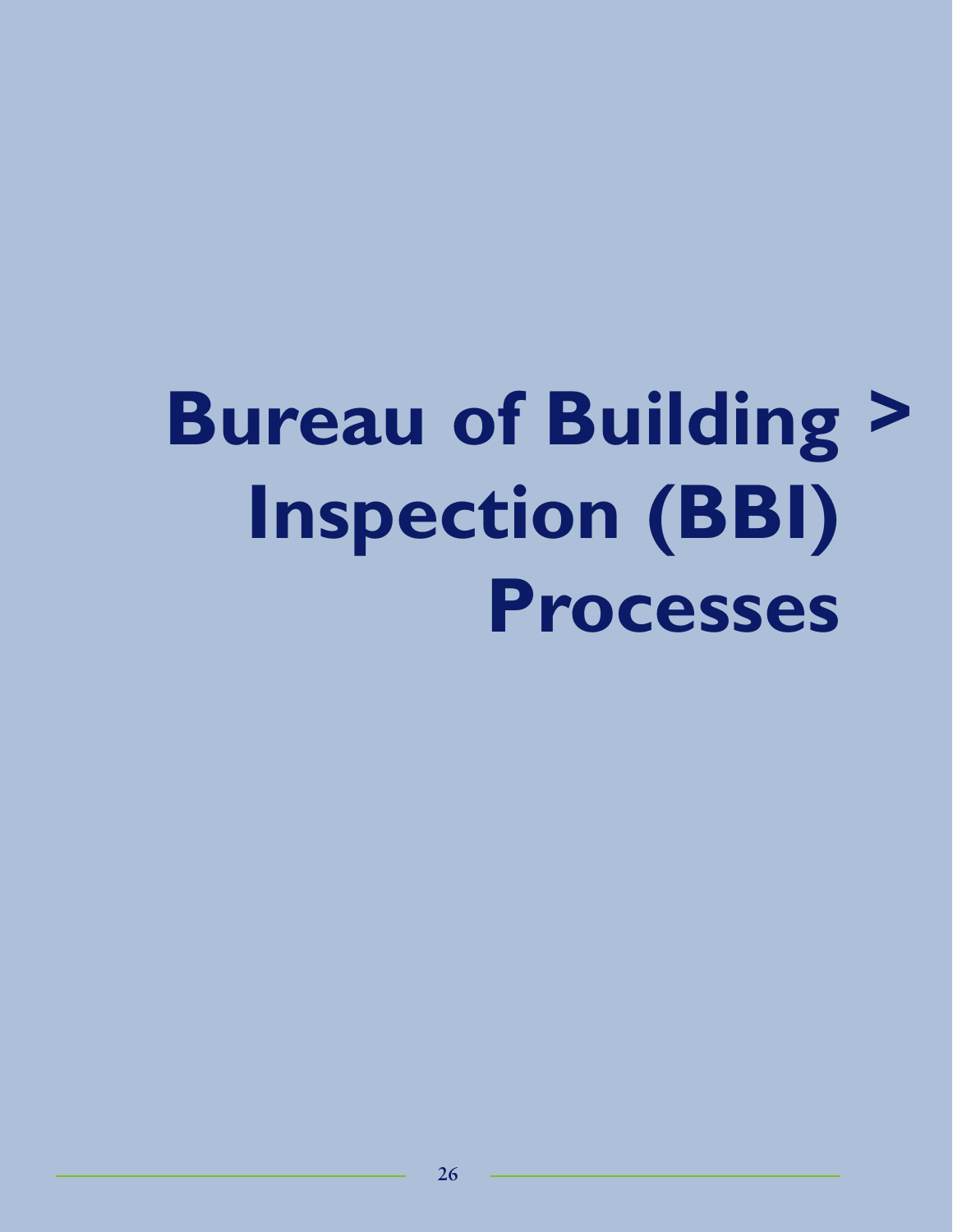# Bureau of Building > Inspection (BBI) Processes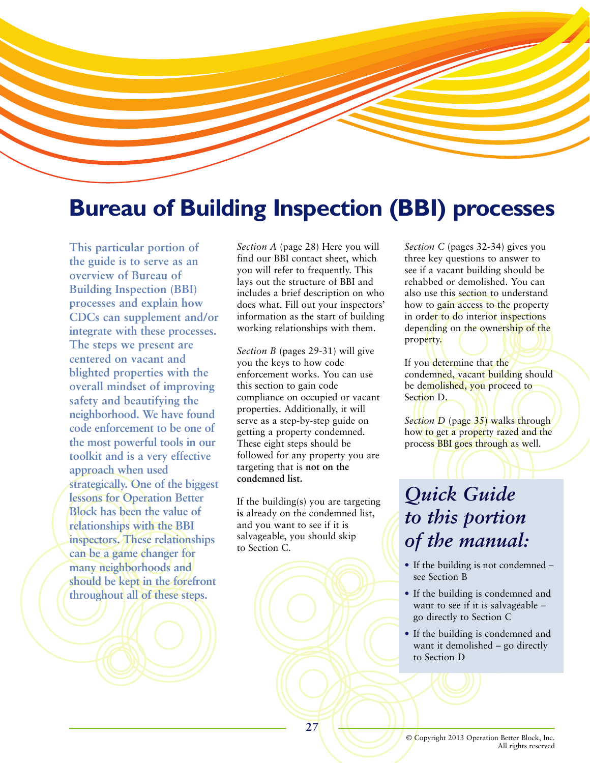# Bureau of Building Inspection (BBI) processes

**This particular portion of the guide is to serve as an overview of Bureau of Building Inspection (BBI) processes and explain how CDCs can supplement and/or integrate with these processes. The steps we present are centered on vacant and blighted properties with the overall mindset of improving safety and beautifying the neighborhood. We have found code enforcement to be one of the most powerful tools in our toolkit and is a very effective approach when used strategically. One of the biggest lessons for Operation Better Block has been the value of relationships with the BBI inspectors. These relationships can be a game changer for many neighborhoods and should be kept in the forefront throughout all of these steps.**

*Section A* (page 28) Here you will find our BBI contact sheet, which you will refer to frequently. This lays out the structure of BBI and includes a brief description on who does what. Fill out your inspectors' information as the start of building working relationships with them.

*Section B* (pages 29-31) will give you the keys to how code enforcement works. You can use this section to gain code compliance on occupied or vacant properties. Additionally, it will serve as a step-by-step guide on getting a property condemned. These eight steps should be followed for any property you are targeting that is **not on the condemned list.**

If the building(s) you are targeting **is** already on the condemned list, and you want to see if it is salvageable, you should skip to Section C.

*Section C* (pages 32-34) gives you three key questions to answer to see if a vacant building should be rehabbed or demolished. You can also use this section to understand how to gain access to the property in order to do interior inspections depending on the ownership of the property.

If you determine that the condemned, vacant building should be demolished, you proceed to Section D.

*Section D* (page 35) walks through how to get a property razed and the process BBI goes through as well.

## *Quick Guide to this portion of the manual:*

- If the building is not condemned – see Section B
- If the building is condemned and want to see if it is salvageable – go directly to Section C
- If the building is condemned and want it demolished – go directly to Section D

© Copyright 2013 Operation Better Block, Inc.
All rights reserved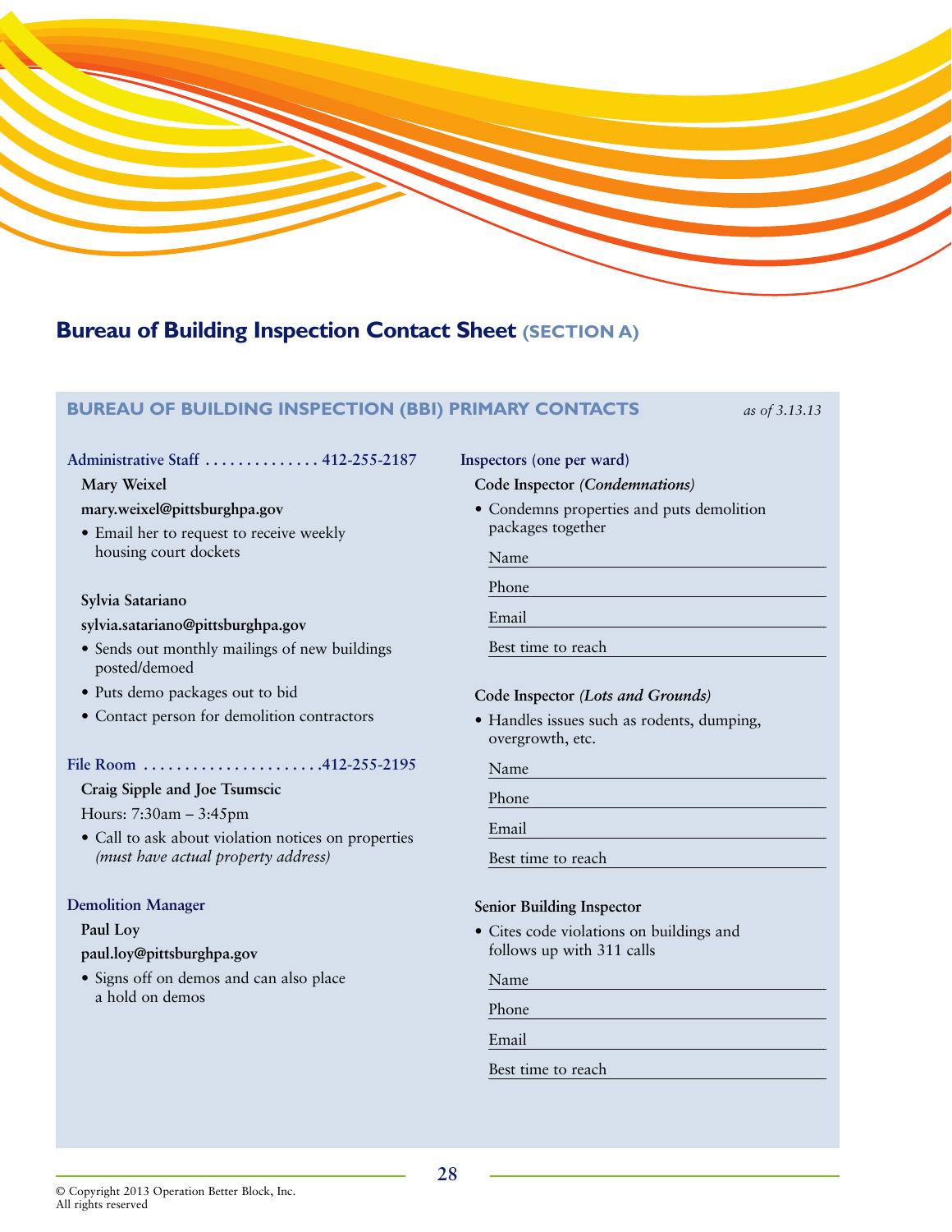# Bureau of Building Inspection Contact Sheet (SECTION A)

## BUREAU OF BUILDING INSPECTION (BBI) PRIMARY CONTACTS

*as of 3.13.13*

### Administrative Staff .............. 412-255-2187

**Mary Weixel**

**mary.weixel@pittsburghpa.gov**

- Email her to request to receive weekly housing court dockets

**Sylvia Satariano**

**sylvia.satariano@pittsburghpa.gov**

- Sends out monthly mailings of new buildings posted/demoed
- Puts demo packages out to bid
- Contact person for demolition contractors

### File Room ......................412-255-2195

**Craig Sipple and Joe Tsumscic**

Hours: 7:30am – 3:45pm

- Call to ask about violation notices on properties *(must have actual property address)*

### Demolition Manager

**Paul Loy**

**paul.loy@pittsburghpa.gov**

- Signs off on demos and can also place a hold on demos

### Inspectors (one per ward)

**Code Inspector *(Condemnations)***

- Condemns properties and puts demolition packages together

Name ______________________________

Phone ______________________________

Email ______________________________

Best time to reach ______________________________

**Code Inspector *(Lots and Grounds)***

- Handles issues such as rodents, dumping, overgrowth, etc.

Name ______________________________

Phone ______________________________

Email ______________________________

Best time to reach ______________________________

**Senior Building Inspector**

- Cites code violations on buildings and follows up with 311 calls

Name ______________________________

Phone ______________________________

Email ______________________________

Best time to reach ______________________________

© Copyright 2013 Operation Better Block, Inc.
All rights reserved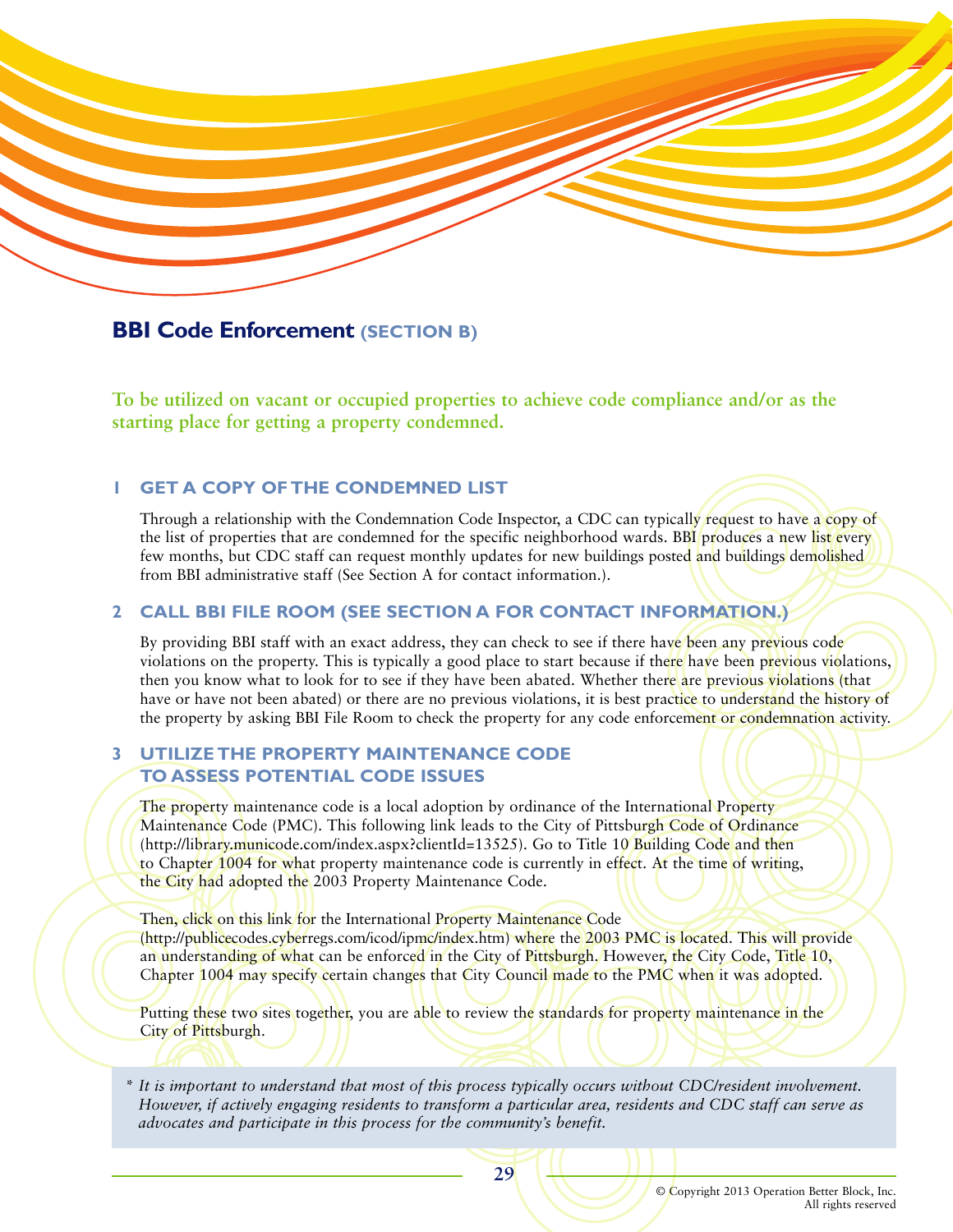## BBI Code Enforcement (SECTION B)

**To be utilized on vacant or occupied properties to achieve code compliance and/or as the starting place for getting a property condemned.**

### 1 GET A COPY OF THE CONDEMNED LIST

Through a relationship with the Condemnation Code Inspector, a CDC can typically request to have a copy of the list of properties that are condemned for the specific neighborhood wards. BBI produces a new list every few months, but CDC staff can request monthly updates for new buildings posted and buildings demolished from BBI administrative staff (See Section A for contact information.).

### 2 CALL BBI FILE ROOM (SEE SECTION A FOR CONTACT INFORMATION.)

By providing BBI staff with an exact address, they can check to see if there have been any previous code violations on the property. This is typically a good place to start because if there have been previous violations, then you know what to look for to see if they have been abated. Whether there are previous violations (that have or have not been abated) or there are no previous violations, it is best practice to understand the history of the property by asking BBI File Room to check the property for any code enforcement or condemnation activity.

### 3 UTILIZE THE PROPERTY MAINTENANCE CODE TO ASSESS POTENTIAL CODE ISSUES

The property maintenance code is a local adoption by ordinance of the International Property Maintenance Code (PMC). This following link leads to the City of Pittsburgh Code of Ordinance (http://library.municode.com/index.aspx?clientId=13525). Go to Title 10 Building Code and then to Chapter 1004 for what property maintenance code is currently in effect. At the time of writing, the City had adopted the 2003 Property Maintenance Code.

Then, click on this link for the International Property Maintenance Code (http://publicecodes.cyberregs.com/icod/ipmc/index.htm) where the 2003 PMC is located. This will provide an understanding of what can be enforced in the City of Pittsburgh. However, the City Code, Title 10, Chapter 1004 may specify certain changes that City Council made to the PMC when it was adopted.

Putting these two sites together, you are able to review the standards for property maintenance in the City of Pittsburgh.

*\* It is important to understand that most of this process typically occurs without CDC/resident involvement. However, if actively engaging residents to transform a particular area, residents and CDC staff can serve as advocates and participate in this process for the community's benefit.*

© Copyright 2013 Operation Better Block, Inc. All rights reserved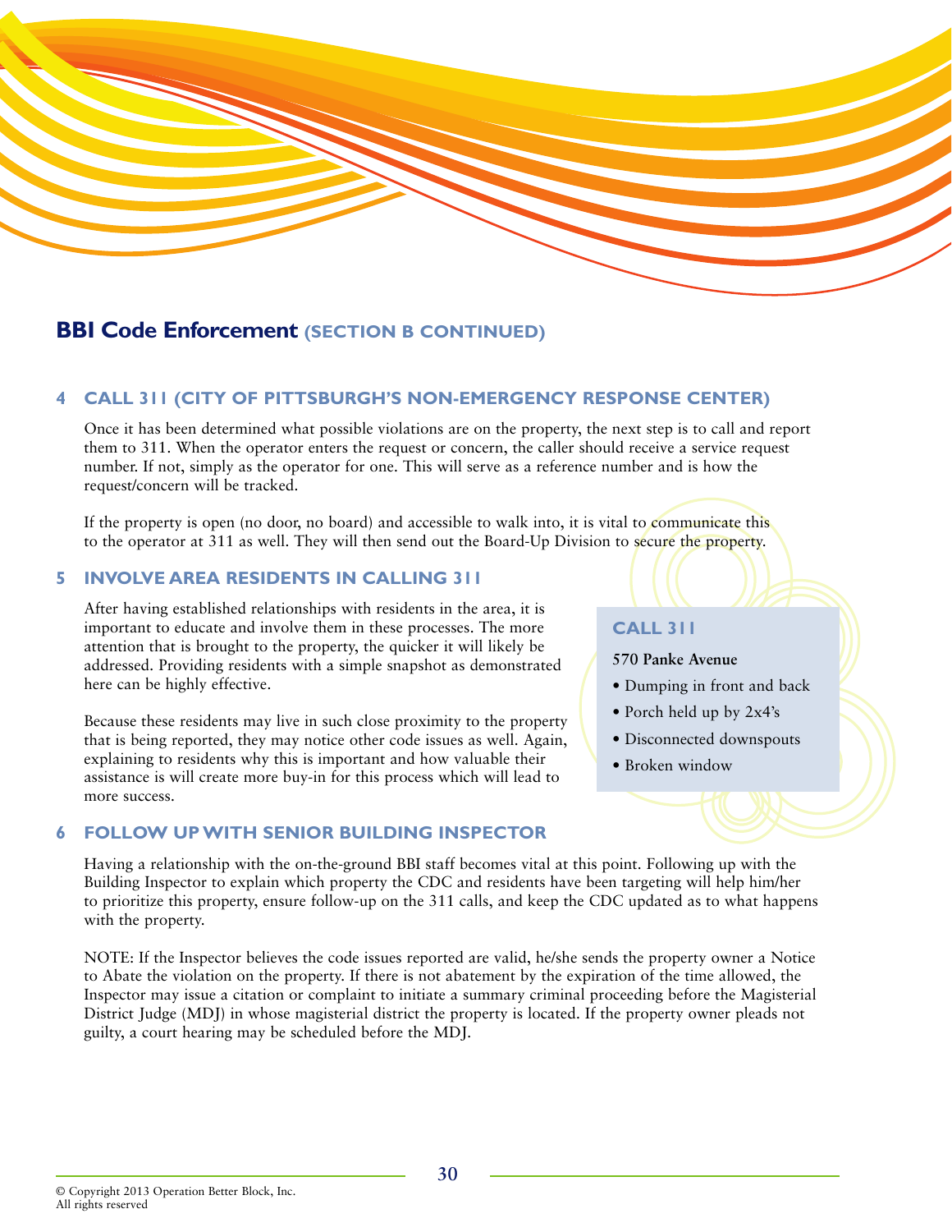## BBI Code Enforcement (SECTION B CONTINUED)

### 4 CALL 311 (CITY OF PITTSBURGH'S NON-EMERGENCY RESPONSE CENTER)

Once it has been determined what possible violations are on the property, the next step is to call and report them to 311. When the operator enters the request or concern, the caller should receive a service request number. If not, simply as the operator for one. This will serve as a reference number and is how the request/concern will be tracked.

If the property is open (no door, no board) and accessible to walk into, it is vital to communicate this to the operator at 311 as well. They will then send out the Board-Up Division to secure the property.

### 5 INVOLVE AREA RESIDENTS IN CALLING 311

After having established relationships with residents in the area, it is important to educate and involve them in these processes. The more attention that is brought to the property, the quicker it will likely be addressed. Providing residents with a simple snapshot as demonstrated here can be highly effective.

Because these residents may live in such close proximity to the property that is being reported, they may notice other code issues as well. Again, explaining to residents why this is important and how valuable their assistance is will create more buy-in for this process which will lead to more success.

> **CALL 311**
>
> **570 Panke Avenue**
>
> - Dumping in front and back
> - Porch held up by 2x4's
> - Disconnected downspouts
> - Broken window

### 6 FOLLOW UP WITH SENIOR BUILDING INSPECTOR

Having a relationship with the on-the-ground BBI staff becomes vital at this point. Following up with the Building Inspector to explain which property the CDC and residents have been targeting will help him/her to prioritize this property, ensure follow-up on the 311 calls, and keep the CDC updated as to what happens with the property.

NOTE: If the Inspector believes the code issues reported are valid, he/she sends the property owner a Notice to Abate the violation on the property. If there is not abatement by the expiration of the time allowed, the Inspector may issue a citation or complaint to initiate a summary criminal proceeding before the Magisterial District Judge (MDJ) in whose magisterial district the property is located. If the property owner pleads not guilty, a court hearing may be scheduled before the MDJ.

© Copyright 2013 Operation Better Block, Inc.
All rights reserved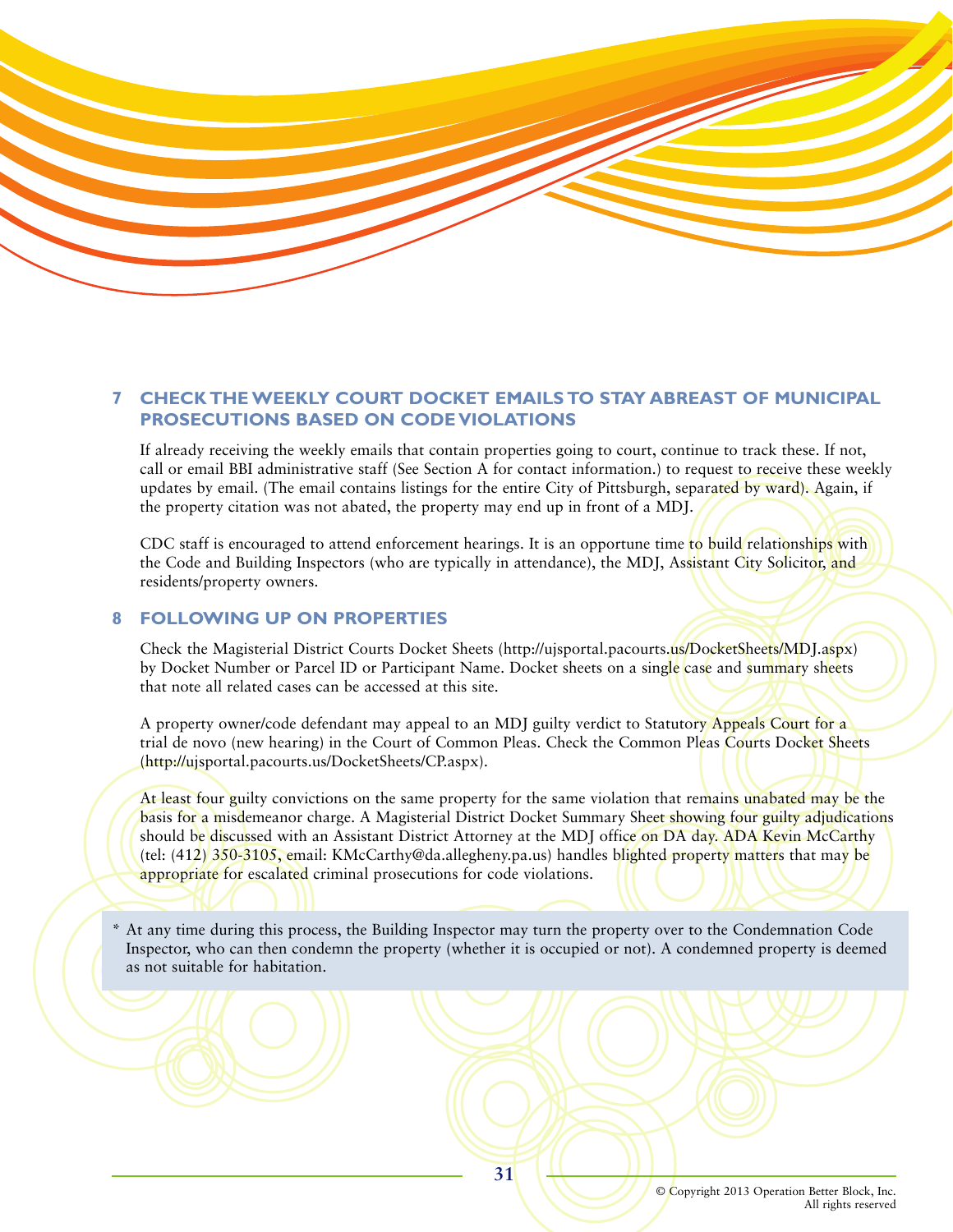## 7 CHECK THE WEEKLY COURT DOCKET EMAILS TO STAY ABREAST OF MUNICIPAL PROSECUTIONS BASED ON CODE VIOLATIONS

If already receiving the weekly emails that contain properties going to court, continue to track these. If not, call or email BBI administrative staff (See Section A for contact information.) to request to receive these weekly updates by email. (The email contains listings for the entire City of Pittsburgh, separated by ward). Again, if the property citation was not abated, the property may end up in front of a MDJ.

CDC staff is encouraged to attend enforcement hearings. It is an opportune time to build relationships with the Code and Building Inspectors (who are typically in attendance), the MDJ, Assistant City Solicitor, and residents/property owners.

## 8 FOLLOWING UP ON PROPERTIES

Check the Magisterial District Courts Docket Sheets (http://ujsportal.pacourts.us/DocketSheets/MDJ.aspx) by Docket Number or Parcel ID or Participant Name. Docket sheets on a single case and summary sheets that note all related cases can be accessed at this site.

A property owner/code defendant may appeal to an MDJ guilty verdict to Statutory Appeals Court for a trial de novo (new hearing) in the Court of Common Pleas. Check the Common Pleas Courts Docket Sheets (http://ujsportal.pacourts.us/DocketSheets/CP.aspx).

At least four guilty convictions on the same property for the same violation that remains unabated may be the basis for a misdemeanor charge. A Magisterial District Docket Summary Sheet showing four guilty adjudications should be discussed with an Assistant District Attorney at the MDJ office on DA day. ADA Kevin McCarthy (tel: (412) 350-3105, email: KMcCarthy@da.allegheny.pa.us) handles blighted property matters that may be appropriate for escalated criminal prosecutions for code violations.

* At any time during this process, the Building Inspector may turn the property over to the Condemnation Code Inspector, who can then condemn the property (whether it is occupied or not). A condemned property is deemed as not suitable for habitation.

© Copyright 2013 Operation Better Block, Inc.
All rights reserved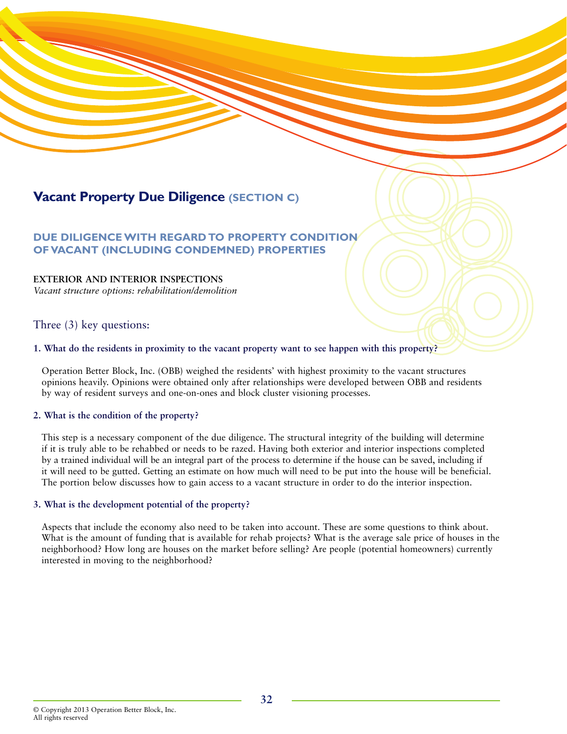# Vacant Property Due Diligence (SECTION C)

## DUE DILIGENCE WITH REGARD TO PROPERTY CONDITION OF VACANT (INCLUDING CONDEMNED) PROPERTIES

**EXTERIOR AND INTERIOR INSPECTIONS**
*Vacant structure options: rehabilitation/demolition*

### Three (3) key questions:

**1. What do the residents in proximity to the vacant property want to see happen with this property?**

Operation Better Block, Inc. (OBB) weighed the residents' with highest proximity to the vacant structures opinions heavily. Opinions were obtained only after relationships were developed between OBB and residents by way of resident surveys and one-on-ones and block cluster visioning processes.

**2. What is the condition of the property?**

This step is a necessary component of the due diligence. The structural integrity of the building will determine if it is truly able to be rehabbed or needs to be razed. Having both exterior and interior inspections completed by a trained individual will be an integral part of the process to determine if the house can be saved, including if it will need to be gutted. Getting an estimate on how much will need to be put into the house will be beneficial. The portion below discusses how to gain access to a vacant structure in order to do the interior inspection.

**3. What is the development potential of the property?**

Aspects that include the economy also need to be taken into account. These are some questions to think about. What is the amount of funding that is available for rehab projects? What is the average sale price of houses in the neighborhood? How long are houses on the market before selling? Are people (potential homeowners) currently interested in moving to the neighborhood?

© Copyright 2013 Operation Better Block, Inc.
All rights reserved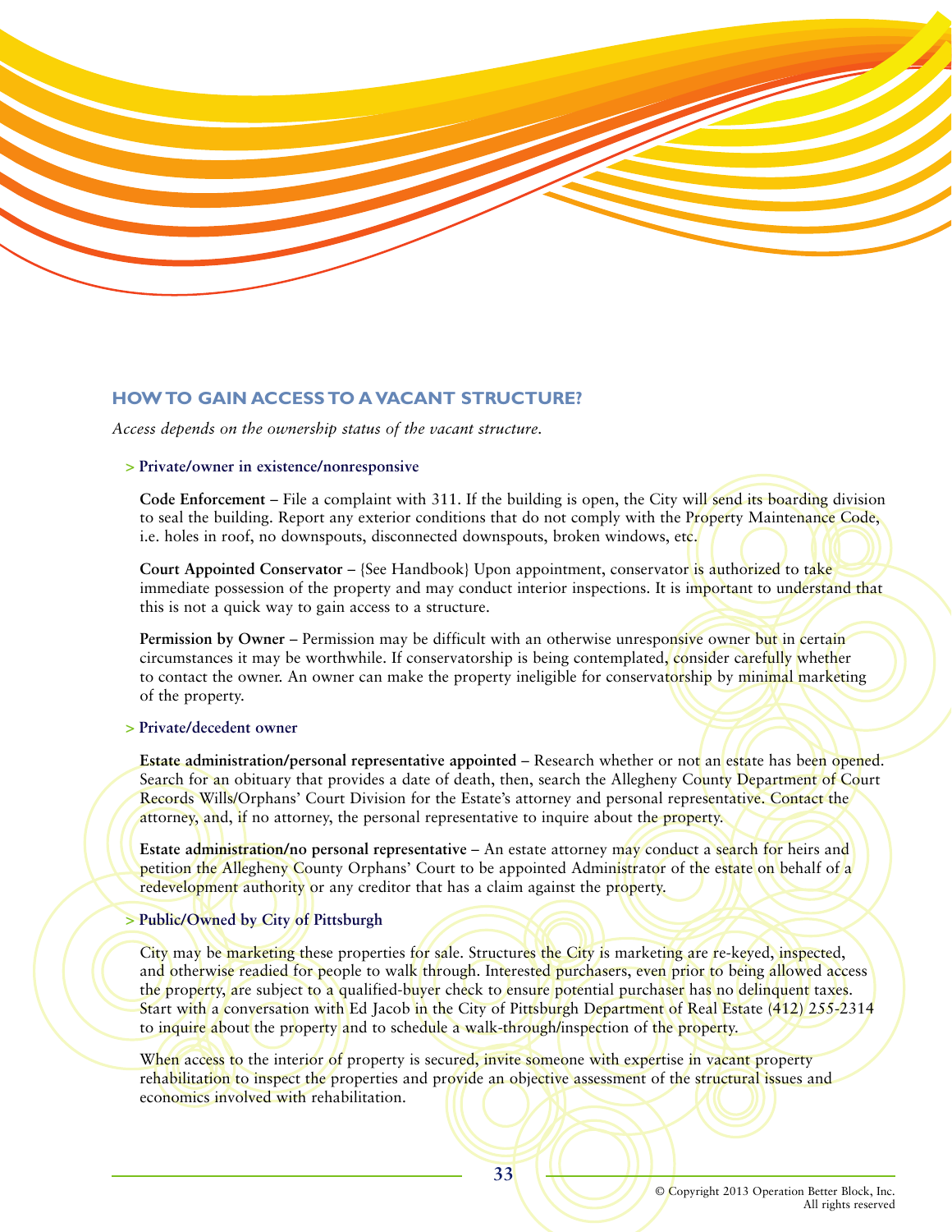## HOW TO GAIN ACCESS TO A VACANT STRUCTURE?

*Access depends on the ownership status of the vacant structure.*

**> Private/owner in existence/nonresponsive**

**Code Enforcement** – File a complaint with 311. If the building is open, the City will send its boarding division to seal the building. Report any exterior conditions that do not comply with the Property Maintenance Code, i.e. holes in roof, no downspouts, disconnected downspouts, broken windows, etc.

**Court Appointed Conservator** – {See Handbook} Upon appointment, conservator is authorized to take immediate possession of the property and may conduct interior inspections. It is important to understand that this is not a quick way to gain access to a structure.

**Permission by Owner** – Permission may be difficult with an otherwise unresponsive owner but in certain circumstances it may be worthwhile. If conservatorship is being contemplated, consider carefully whether to contact the owner. An owner can make the property ineligible for conservatorship by minimal marketing of the property.

**> Private/decedent owner**

**Estate administration/personal representative appointed** – Research whether or not an estate has been opened. Search for an obituary that provides a date of death, then, search the Allegheny County Department of Court Records Wills/Orphans' Court Division for the Estate's attorney and personal representative. Contact the attorney, and, if no attorney, the personal representative to inquire about the property.

**Estate administration/no personal representative** – An estate attorney may conduct a search for heirs and petition the Allegheny County Orphans' Court to be appointed Administrator of the estate on behalf of a redevelopment authority or any creditor that has a claim against the property.

**> Public/Owned by City of Pittsburgh**

City may be marketing these properties for sale. Structures the City is marketing are re-keyed, inspected, and otherwise readied for people to walk through. Interested purchasers, even prior to being allowed access the property, are subject to a qualified-buyer check to ensure potential purchaser has no delinquent taxes. Start with a conversation with Ed Jacob in the City of Pittsburgh Department of Real Estate (412) 255-2314 to inquire about the property and to schedule a walk-through/inspection of the property.

When access to the interior of property is secured, invite someone with expertise in vacant property rehabilitation to inspect the properties and provide an objective assessment of the structural issues and economics involved with rehabilitation.

© Copyright 2013 Operation Better Block, Inc.
All rights reserved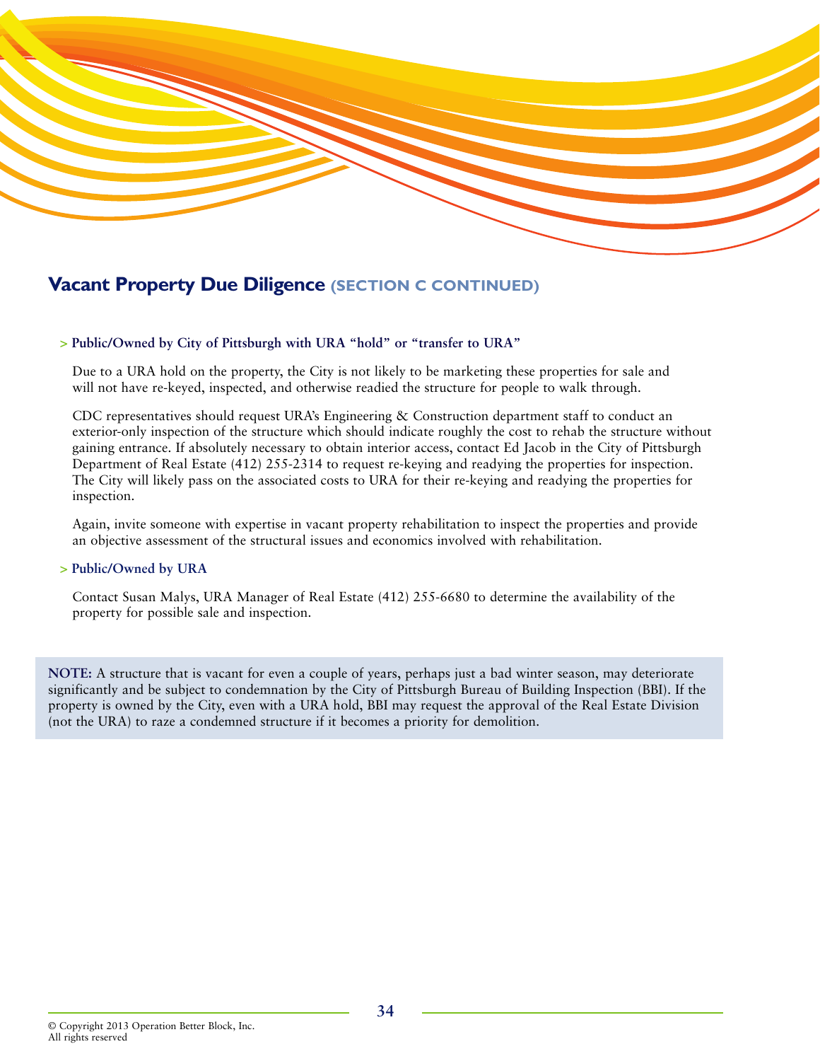## Vacant Property Due Diligence (SECTION C CONTINUED)

> **Public/Owned by City of Pittsburgh with URA "hold" or "transfer to URA"**

Due to a URA hold on the property, the City is not likely to be marketing these properties for sale and will not have re-keyed, inspected, and otherwise readied the structure for people to walk through.

CDC representatives should request URA's Engineering & Construction department staff to conduct an exterior-only inspection of the structure which should indicate roughly the cost to rehab the structure without gaining entrance. If absolutely necessary to obtain interior access, contact Ed Jacob in the City of Pittsburgh Department of Real Estate (412) 255-2314 to request re-keying and readying the properties for inspection. The City will likely pass on the associated costs to URA for their re-keying and readying the properties for inspection.

Again, invite someone with expertise in vacant property rehabilitation to inspect the properties and provide an objective assessment of the structural issues and economics involved with rehabilitation.

> **Public/Owned by URA**

Contact Susan Malys, URA Manager of Real Estate (412) 255-6680 to determine the availability of the property for possible sale and inspection.

**NOTE:** A structure that is vacant for even a couple of years, perhaps just a bad winter season, may deteriorate significantly and be subject to condemnation by the City of Pittsburgh Bureau of Building Inspection (BBI). If the property is owned by the City, even with a URA hold, BBI may request the approval of the Real Estate Division (not the URA) to raze a condemned structure if it becomes a priority for demolition.

© Copyright 2013 Operation Better Block, Inc.
All rights reserved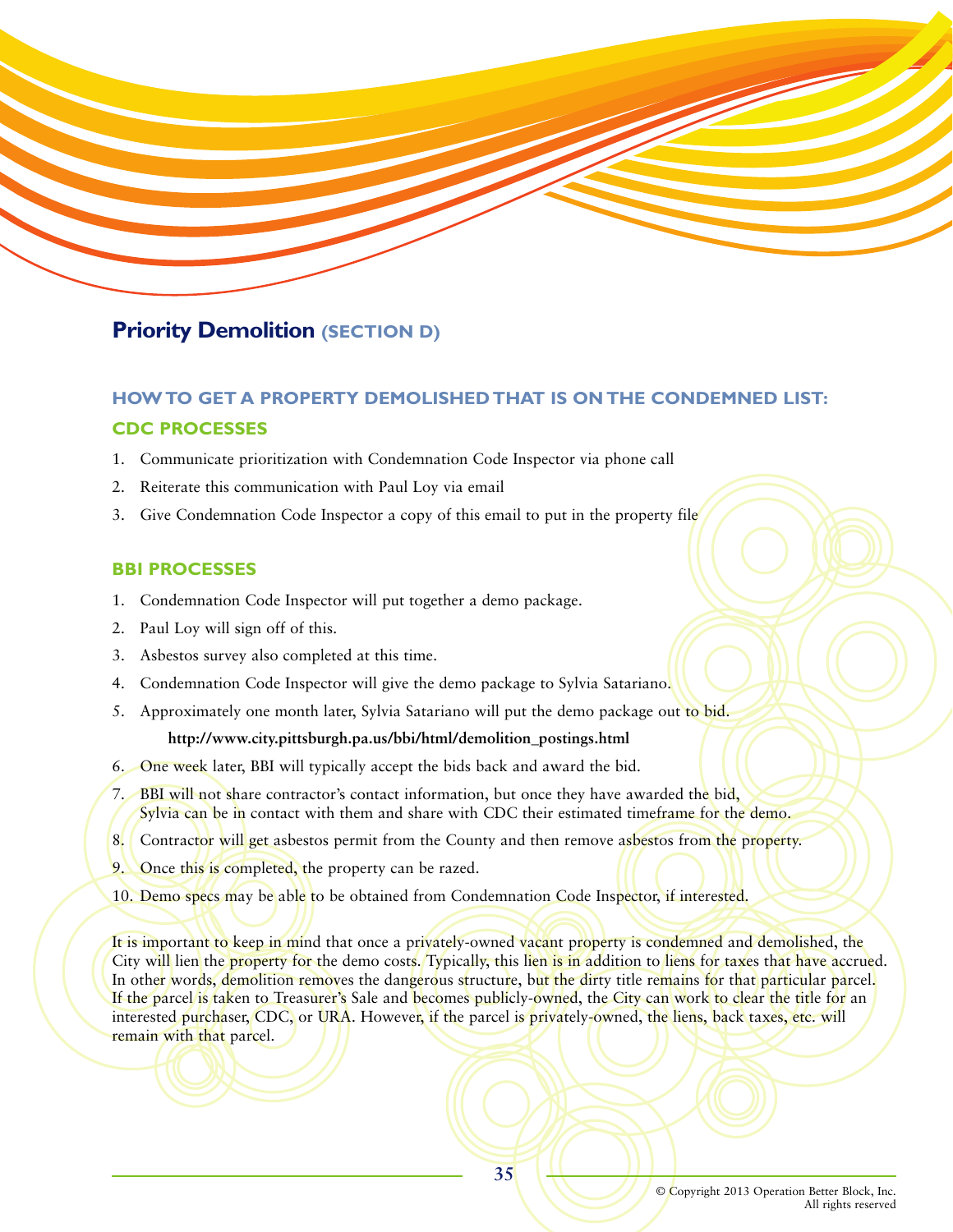## Priority Demolition (SECTION D)

### HOW TO GET A PROPERTY DEMOLISHED THAT IS ON THE CONDEMNED LIST:

### CDC PROCESSES

1. Communicate prioritization with Condemnation Code Inspector via phone call
2. Reiterate this communication with Paul Loy via email
3. Give Condemnation Code Inspector a copy of this email to put in the property file

### BBI PROCESSES

1. Condemnation Code Inspector will put together a demo package.
2. Paul Loy will sign off of this.
3. Asbestos survey also completed at this time.
4. Condemnation Code Inspector will give the demo package to Sylvia Satariano.
5. Approximately one month later, Sylvia Satariano will put the demo package out to bid.

   **http://www.city.pittsburgh.pa.us/bbi/html/demolition_postings.html**

6. One week later, BBI will typically accept the bids back and award the bid.
7. BBI will not share contractor's contact information, but once they have awarded the bid, Sylvia can be in contact with them and share with CDC their estimated timeframe for the demo.
8. Contractor will get asbestos permit from the County and then remove asbestos from the property.
9. Once this is completed, the property can be razed.
10. Demo specs may be able to be obtained from Condemnation Code Inspector, if interested.

It is important to keep in mind that once a privately-owned vacant property is condemned and demolished, the City will lien the property for the demo costs. Typically, this lien is in addition to liens for taxes that have accrued. In other words, demolition removes the dangerous structure, but the dirty title remains for that particular parcel. If the parcel is taken to Treasurer's Sale and becomes publicly-owned, the City can work to clear the title for an interested purchaser, CDC, or URA. However, if the parcel is privately-owned, the liens, back taxes, etc. will remain with that parcel.

© Copyright 2013 Operation Better Block, Inc.
All rights reserved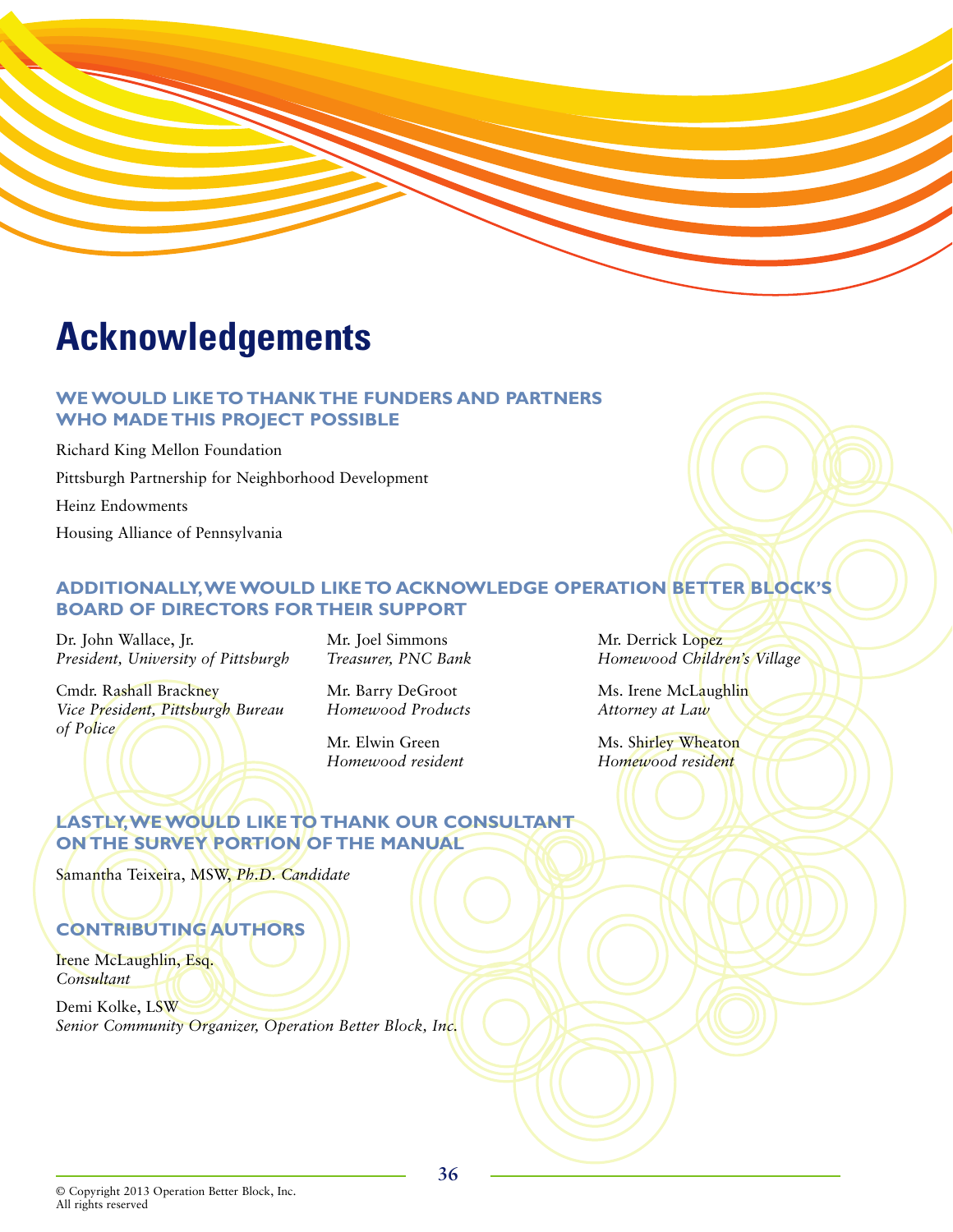# Acknowledgements

## WE WOULD LIKE TO THANK THE FUNDERS AND PARTNERS WHO MADE THIS PROJECT POSSIBLE

Richard King Mellon Foundation

Pittsburgh Partnership for Neighborhood Development

Heinz Endowments

Housing Alliance of Pennsylvania

## ADDITIONALLY, WE WOULD LIKE TO ACKNOWLEDGE OPERATION BETTER BLOCK'S BOARD OF DIRECTORS FOR THEIR SUPPORT

Dr. John Wallace, Jr.
*President, University of Pittsburgh*

Cmdr. Rashall Brackney
*Vice President, Pittsburgh Bureau of Police*

Mr. Joel Simmons
*Treasurer, PNC Bank*

Mr. Barry DeGroot
*Homewood Products*

Mr. Elwin Green
*Homewood resident*

Mr. Derrick Lopez
*Homewood Children's Village*

Ms. Irene McLaughlin
*Attorney at Law*

Ms. Shirley Wheaton
*Homewood resident*

## LASTLY, WE WOULD LIKE TO THANK OUR CONSULTANT ON THE SURVEY PORTION OF THE MANUAL

Samantha Teixeira, MSW, *Ph.D. Candidate*

## CONTRIBUTING AUTHORS

Irene McLaughlin, Esq.
*Consultant*

Demi Kolke, LSW
*Senior Community Organizer, Operation Better Block, Inc.*

© Copyright 2013 Operation Better Block, Inc.
All rights reserved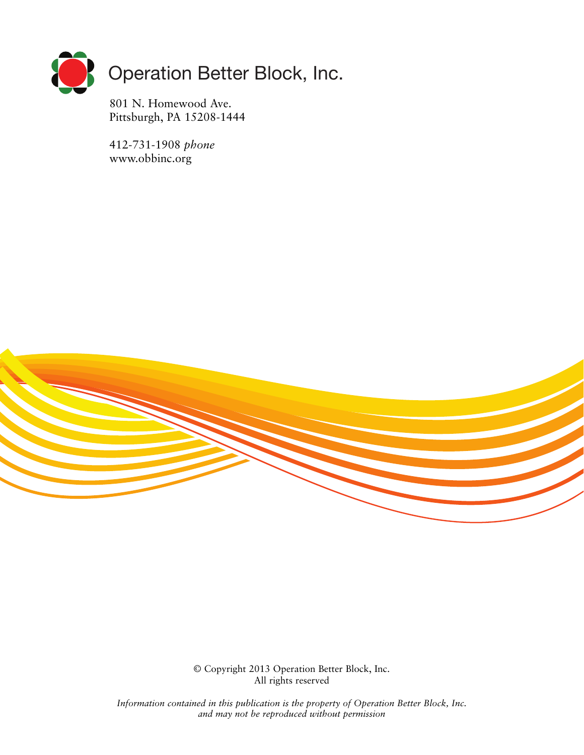Operation Better Block, Inc.

801 N. Homewood Ave.
Pittsburgh, PA 15208-1444

412-731-1908 *phone*
www.obbinc.org

© Copyright 2013 Operation Better Block, Inc.
All rights reserved

*Information contained in this publication is the property of Operation Better Block, Inc. and may not be reproduced without permission*